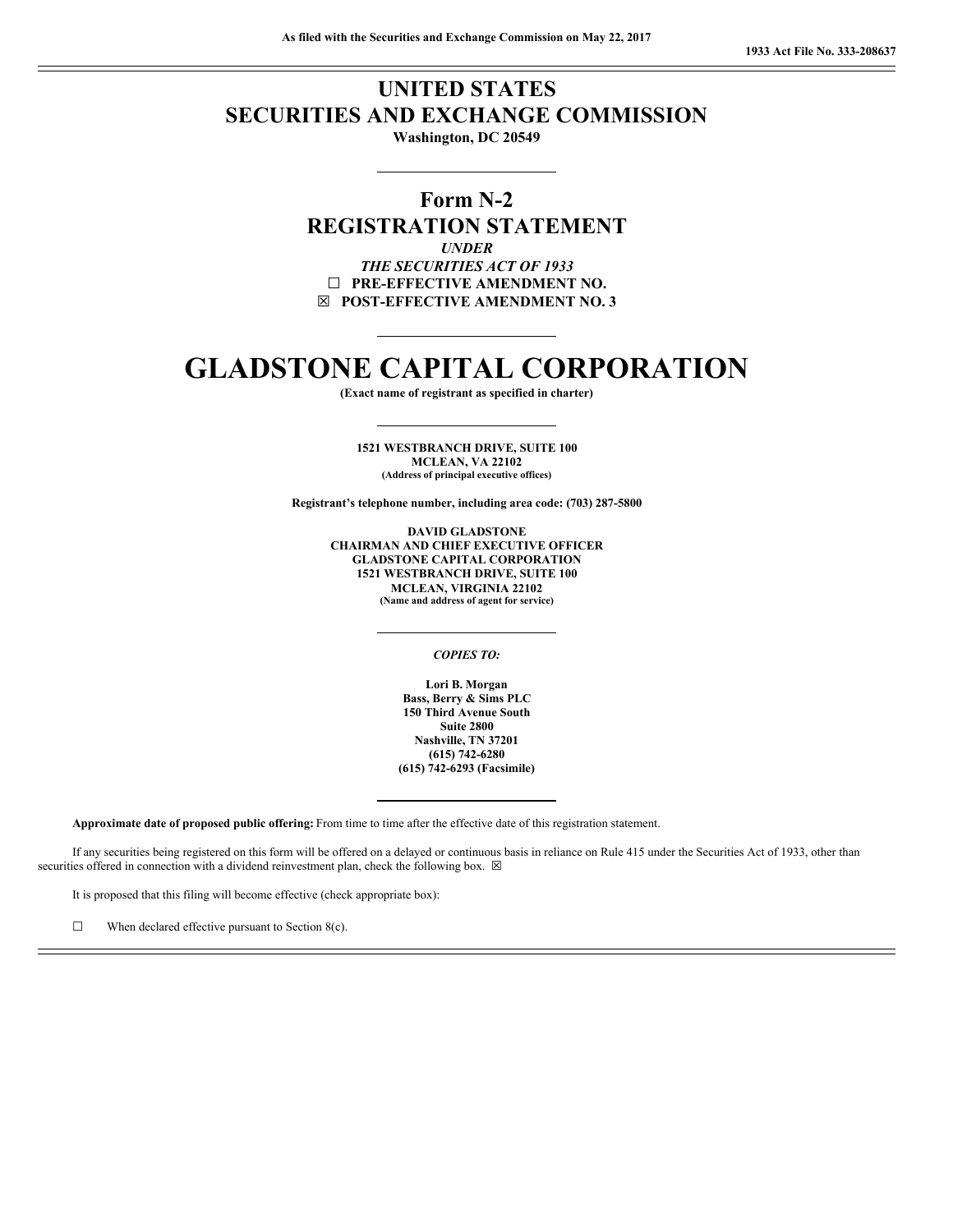As filed with the Securities and Exchange Commission on May 22, 2017

1933 Act File No. 333-208637

# UNITED STATES
# SECURITIES AND EXCHANGE COMMISSION

**Washington, DC 20549**

## Form N-2
## REGISTRATION STATEMENT

*UNDER*

*THE SECURITIES ACT OF 1933*

☐ **PRE-EFFECTIVE AMENDMENT NO.**

☒ **POST-EFFECTIVE AMENDMENT NO. 3**

# GLADSTONE CAPITAL CORPORATION

**(Exact name of registrant as specified in charter)**

**1521 WESTBRANCH DRIVE, SUITE 100**
**MCLEAN, VA 22102**
**(Address of principal executive offices)**

**Registrant's telephone number, including area code: (703) 287-5800**

**DAVID GLADSTONE**
**CHAIRMAN AND CHIEF EXECUTIVE OFFICER**
**GLADSTONE CAPITAL CORPORATION**
**1521 WESTBRANCH DRIVE, SUITE 100**
**MCLEAN, VIRGINIA 22102**
**(Name and address of agent for service)**

***COPIES TO:***

**Lori B. Morgan**
**Bass, Berry & Sims PLC**
**150 Third Avenue South**
**Suite 2800**
**Nashville, TN 37201**
**(615) 742-6280**
**(615) 742-6293 (Facsimile)**

**Approximate date of proposed public offering:** From time to time after the effective date of this registration statement.

If any securities being registered on this form will be offered on a delayed or continuous basis in reliance on Rule 415 under the Securities Act of 1933, other than securities offered in connection with a dividend reinvestment plan, check the following box. ☒

It is proposed that this filing will become effective (check appropriate box):

☐ When declared effective pursuant to Section 8(c).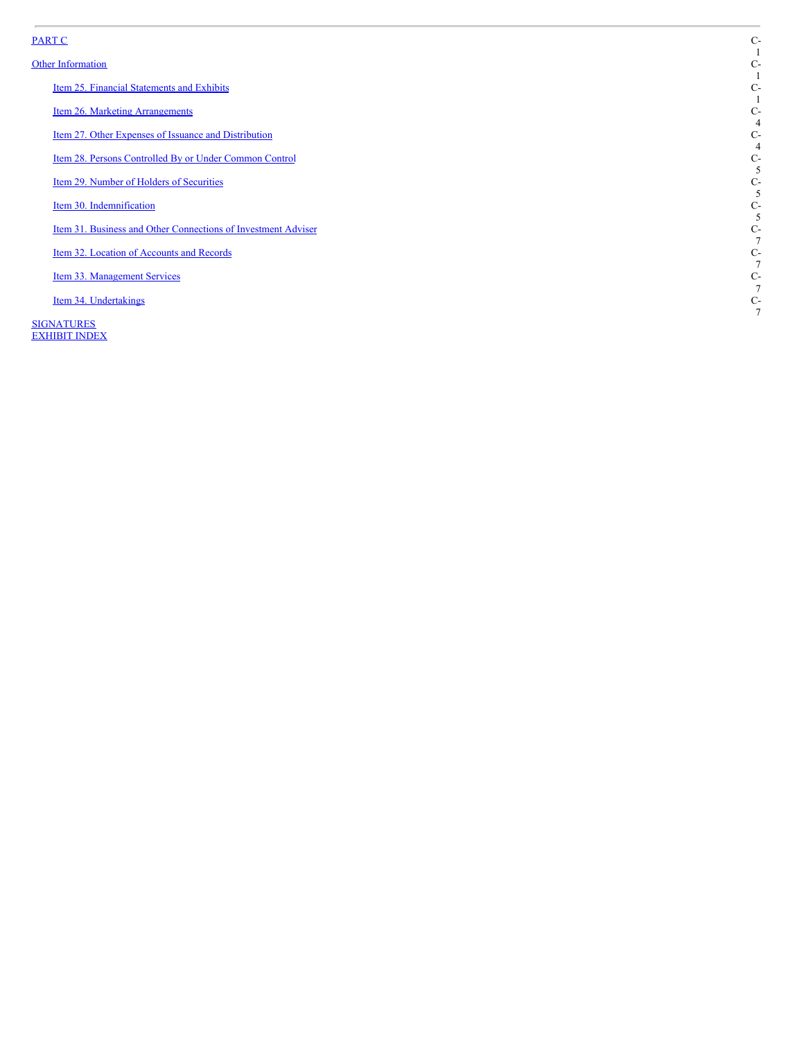| | |
|---|---|
| PART C | C-1 |
| Other Information | C-1 |
| Item 25. Financial Statements and Exhibits | C-1 |
| Item 26. Marketing Arrangements | C-4 |
| Item 27. Other Expenses of Issuance and Distribution | C-4 |
| Item 28. Persons Controlled By or Under Common Control | C-5 |
| Item 29. Number of Holders of Securities | C-5 |
| Item 30. Indemnification | C-5 |
| Item 31. Business and Other Connections of Investment Adviser | C-7 |
| Item 32. Location of Accounts and Records | C-7 |
| Item 33. Management Services | C-7 |
| Item 34. Undertakings | C-7 |
| SIGNATURES | |
| EXHIBIT INDEX | |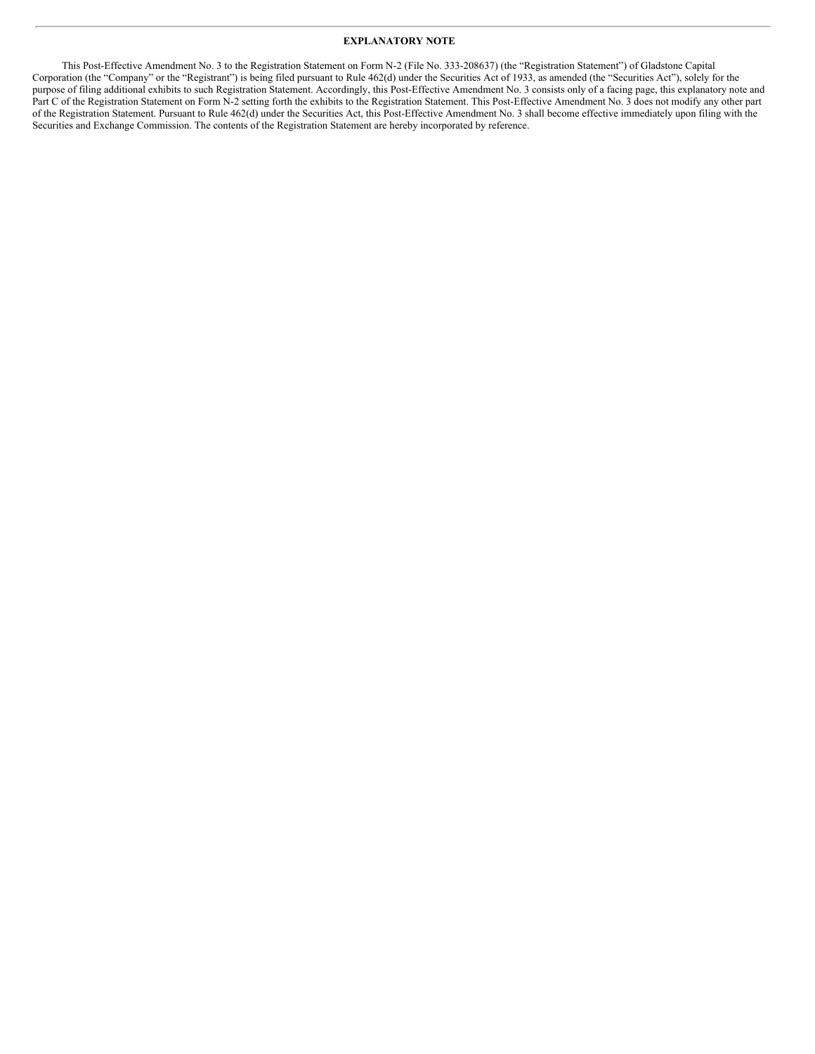## EXPLANATORY NOTE

This Post-Effective Amendment No. 3 to the Registration Statement on Form N-2 (File No. 333-208637) (the "Registration Statement") of Gladstone Capital Corporation (the "Company" or the "Registrant") is being filed pursuant to Rule 462(d) under the Securities Act of 1933, as amended (the "Securities Act"), solely for the purpose of filing additional exhibits to such Registration Statement. Accordingly, this Post-Effective Amendment No. 3 consists only of a facing page, this explanatory note and Part C of the Registration Statement on Form N-2 setting forth the exhibits to the Registration Statement. This Post-Effective Amendment No. 3 does not modify any other part of the Registration Statement. Pursuant to Rule 462(d) under the Securities Act, this Post-Effective Amendment No. 3 shall become effective immediately upon filing with the Securities and Exchange Commission. The contents of the Registration Statement are hereby incorporated by reference.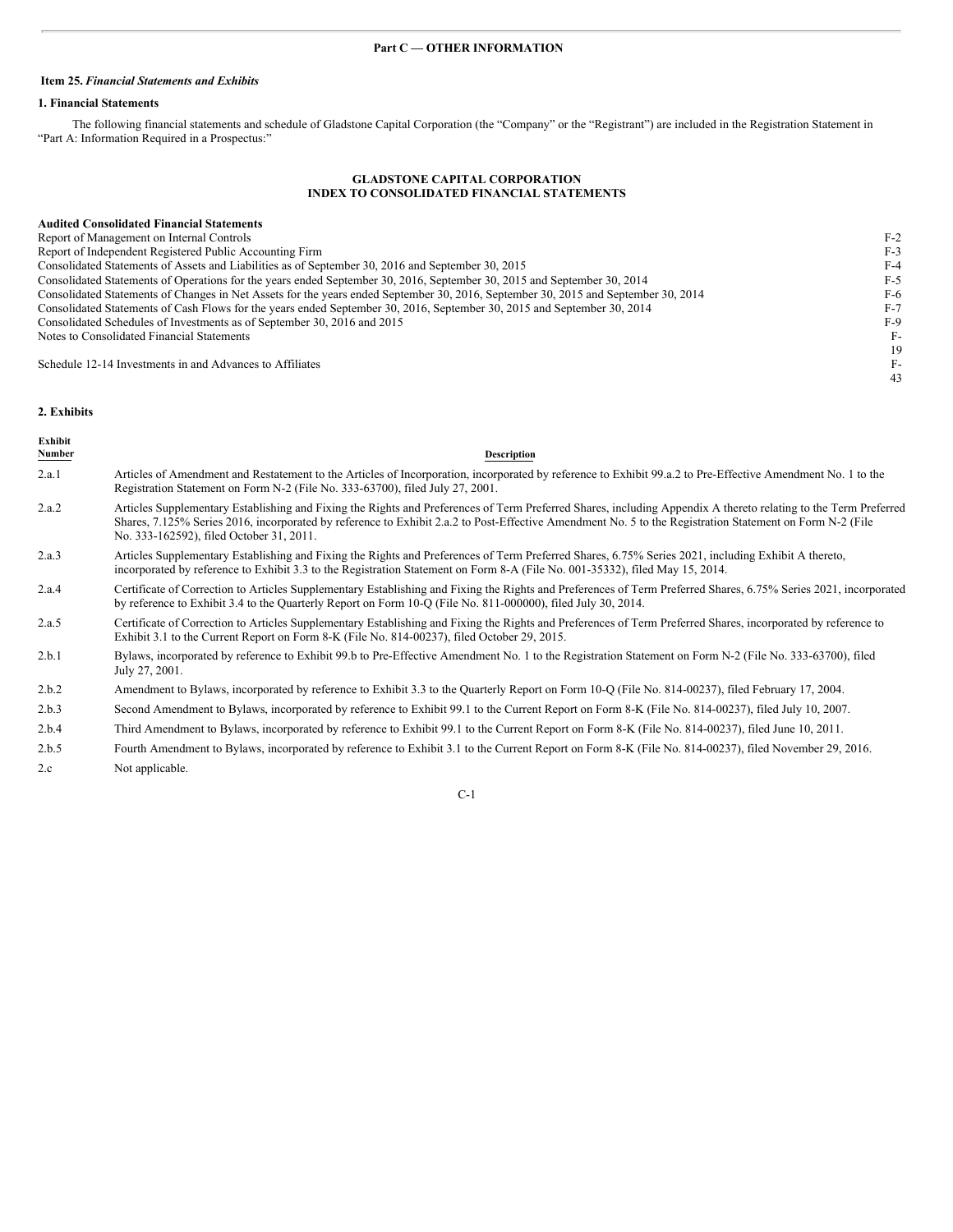## Part C — OTHER INFORMATION

### Item 25. *Financial Statements and Exhibits*

#### 1. Financial Statements

The following financial statements and schedule of Gladstone Capital Corporation (the "Company" or the "Registrant") are included in the Registration Statement in "Part A: Information Required in a Prospectus:"

**GLADSTONE CAPITAL CORPORATION**
**INDEX TO CONSOLIDATED FINANCIAL STATEMENTS**

| **Audited Consolidated Financial Statements** | |
|---|---|
| Report of Management on Internal Controls | F-2 |
| Report of Independent Registered Public Accounting Firm | F-3 |
| Consolidated Statements of Assets and Liabilities as of September 30, 2016 and September 30, 2015 | F-4 |
| Consolidated Statements of Operations for the years ended September 30, 2016, September 30, 2015 and September 30, 2014 | F-5 |
| Consolidated Statements of Changes in Net Assets for the years ended September 30, 2016, September 30, 2015 and September 30, 2014 | F-6 |
| Consolidated Statements of Cash Flows for the years ended September 30, 2016, September 30, 2015 and September 30, 2014 | F-7 |
| Consolidated Schedules of Investments as of September 30, 2016 and 2015 | F-9 |
| Notes to Consolidated Financial Statements | F-19 |
| Schedule 12-14 Investments in and Advances to Affiliates | F-43 |

#### 2. Exhibits

| Exhibit Number | Description |
|---|---|
| 2.a.1 | Articles of Amendment and Restatement to the Articles of Incorporation, incorporated by reference to Exhibit 99.a.2 to Pre-Effective Amendment No. 1 to the Registration Statement on Form N-2 (File No. 333-63700), filed July 27, 2001. |
| 2.a.2 | Articles Supplementary Establishing and Fixing the Rights and Preferences of Term Preferred Shares, including Appendix A thereto relating to the Term Preferred Shares, 7.125% Series 2016, incorporated by reference to Exhibit 2.a.2 to Post-Effective Amendment No. 5 to the Registration Statement on Form N-2 (File No. 333-162592), filed October 31, 2011. |
| 2.a.3 | Articles Supplementary Establishing and Fixing the Rights and Preferences of Term Preferred Shares, 6.75% Series 2021, including Exhibit A thereto, incorporated by reference to Exhibit 3.3 to the Registration Statement on Form 8-A (File No. 001-35332), filed May 15, 2014. |
| 2.a.4 | Certificate of Correction to Articles Supplementary Establishing and Fixing the Rights and Preferences of Term Preferred Shares, 6.75% Series 2021, incorporated by reference to Exhibit 3.4 to the Quarterly Report on Form 10-Q (File No. 811-000000), filed July 30, 2014. |
| 2.a.5 | Certificate of Correction to Articles Supplementary Establishing and Fixing the Rights and Preferences of Term Preferred Shares, incorporated by reference to Exhibit 3.1 to the Current Report on Form 8-K (File No. 814-00237), filed October 29, 2015. |
| 2.b.1 | Bylaws, incorporated by reference to Exhibit 99.b to Pre-Effective Amendment No. 1 to the Registration Statement on Form N-2 (File No. 333-63700), filed July 27, 2001. |
| 2.b.2 | Amendment to Bylaws, incorporated by reference to Exhibit 3.3 to the Quarterly Report on Form 10-Q (File No. 814-00237), filed February 17, 2004. |
| 2.b.3 | Second Amendment to Bylaws, incorporated by reference to Exhibit 99.1 to the Current Report on Form 8-K (File No. 814-00237), filed July 10, 2007. |
| 2.b.4 | Third Amendment to Bylaws, incorporated by reference to Exhibit 99.1 to the Current Report on Form 8-K (File No. 814-00237), filed June 10, 2011. |
| 2.b.5 | Fourth Amendment to Bylaws, incorporated by reference to Exhibit 3.1 to the Current Report on Form 8-K (File No. 814-00237), filed November 29, 2016. |
| 2.c | Not applicable. |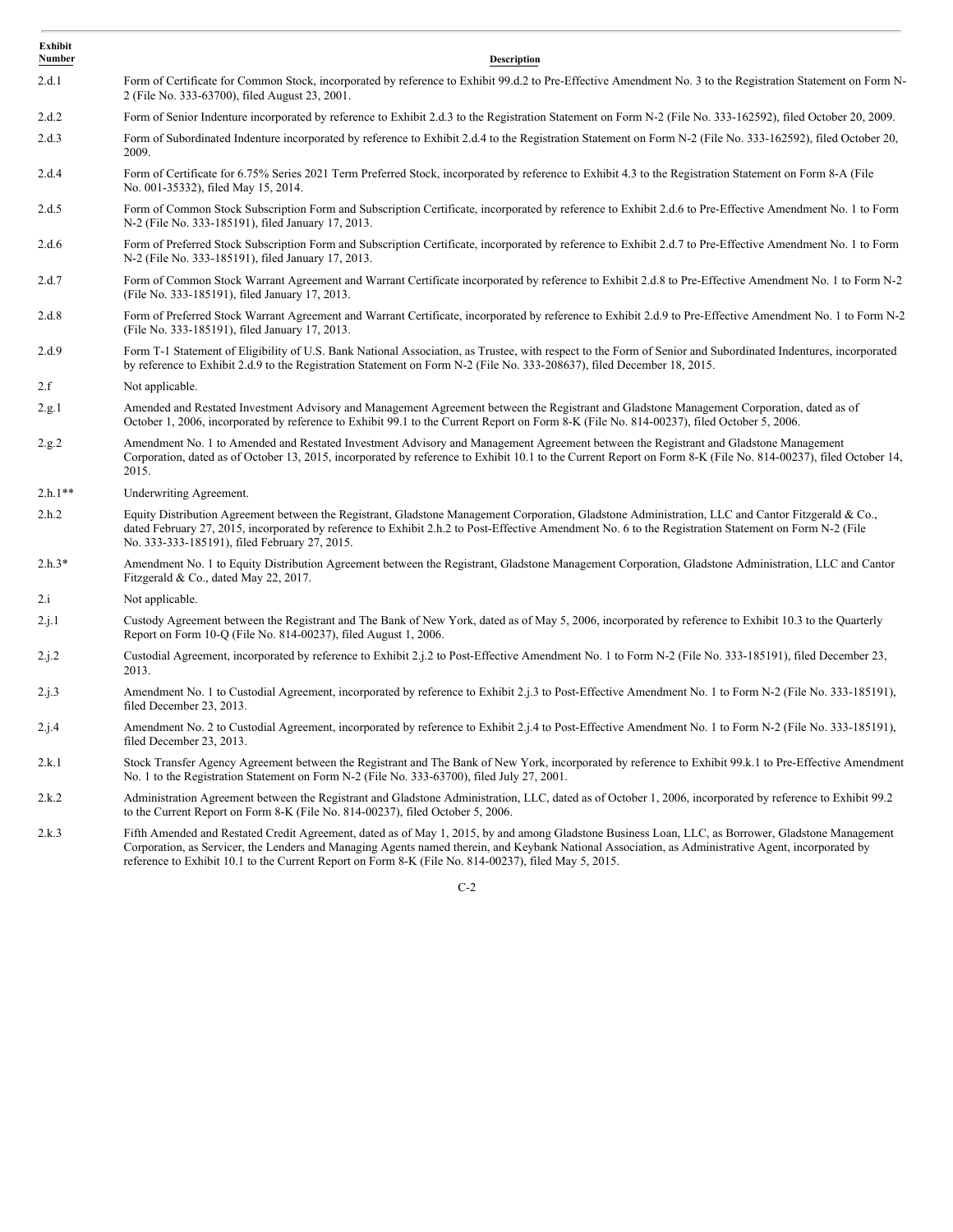| Exhibit Number | Description |
|---|---|
| 2.d.1 | Form of Certificate for Common Stock, incorporated by reference to Exhibit 99.d.2 to Pre-Effective Amendment No. 3 to the Registration Statement on Form N-2 (File No. 333-63700), filed August 23, 2001. |
| 2.d.2 | Form of Senior Indenture incorporated by reference to Exhibit 2.d.3 to the Registration Statement on Form N-2 (File No. 333-162592), filed October 20, 2009. |
| 2.d.3 | Form of Subordinated Indenture incorporated by reference to Exhibit 2.d.4 to the Registration Statement on Form N-2 (File No. 333-162592), filed October 20, 2009. |
| 2.d.4 | Form of Certificate for 6.75% Series 2021 Term Preferred Stock, incorporated by reference to Exhibit 4.3 to the Registration Statement on Form 8-A (File No. 001-35332), filed May 15, 2014. |
| 2.d.5 | Form of Common Stock Subscription Form and Subscription Certificate, incorporated by reference to Exhibit 2.d.6 to Pre-Effective Amendment No. 1 to Form N-2 (File No. 333-185191), filed January 17, 2013. |
| 2.d.6 | Form of Preferred Stock Subscription Form and Subscription Certificate, incorporated by reference to Exhibit 2.d.7 to Pre-Effective Amendment No. 1 to Form N-2 (File No. 333-185191), filed January 17, 2013. |
| 2.d.7 | Form of Common Stock Warrant Agreement and Warrant Certificate incorporated by reference to Exhibit 2.d.8 to Pre-Effective Amendment No. 1 to Form N-2 (File No. 333-185191), filed January 17, 2013. |
| 2.d.8 | Form of Preferred Stock Warrant Agreement and Warrant Certificate, incorporated by reference to Exhibit 2.d.9 to Pre-Effective Amendment No. 1 to Form N-2 (File No. 333-185191), filed January 17, 2013. |
| 2.d.9 | Form T-1 Statement of Eligibility of U.S. Bank National Association, as Trustee, with respect to the Form of Senior and Subordinated Indentures, incorporated by reference to Exhibit 2.d.9 to the Registration Statement on Form N-2 (File No. 333-208637), filed December 18, 2015. |
| 2.f | Not applicable. |
| 2.g.1 | Amended and Restated Investment Advisory and Management Agreement between the Registrant and Gladstone Management Corporation, dated as of October 1, 2006, incorporated by reference to Exhibit 99.1 to the Current Report on Form 8-K (File No. 814-00237), filed October 5, 2006. |
| 2.g.2 | Amendment No. 1 to Amended and Restated Investment Advisory and Management Agreement between the Registrant and Gladstone Management Corporation, dated as of October 13, 2015, incorporated by reference to Exhibit 10.1 to the Current Report on Form 8-K (File No. 814-00237), filed October 14, 2015. |
| 2.h.1** | Underwriting Agreement. |
| 2.h.2 | Equity Distribution Agreement between the Registrant, Gladstone Management Corporation, Gladstone Administration, LLC and Cantor Fitzgerald & Co., dated February 27, 2015, incorporated by reference to Exhibit 2.h.2 to Post-Effective Amendment No. 6 to the Registration Statement on Form N-2 (File No. 333-333-185191), filed February 27, 2015. |
| 2.h.3* | Amendment No. 1 to Equity Distribution Agreement between the Registrant, Gladstone Management Corporation, Gladstone Administration, LLC and Cantor Fitzgerald & Co., dated May 22, 2017. |
| 2.i | Not applicable. |
| 2.j.1 | Custody Agreement between the Registrant and The Bank of New York, dated as of May 5, 2006, incorporated by reference to Exhibit 10.3 to the Quarterly Report on Form 10-Q (File No. 814-00237), filed August 1, 2006. |
| 2.j.2 | Custodial Agreement, incorporated by reference to Exhibit 2.j.2 to Post-Effective Amendment No. 1 to Form N-2 (File No. 333-185191), filed December 23, 2013. |
| 2.j.3 | Amendment No. 1 to Custodial Agreement, incorporated by reference to Exhibit 2.j.3 to Post-Effective Amendment No. 1 to Form N-2 (File No. 333-185191), filed December 23, 2013. |
| 2.j.4 | Amendment No. 2 to Custodial Agreement, incorporated by reference to Exhibit 2.j.4 to Post-Effective Amendment No. 1 to Form N-2 (File No. 333-185191), filed December 23, 2013. |
| 2.k.1 | Stock Transfer Agency Agreement between the Registrant and The Bank of New York, incorporated by reference to Exhibit 99.k.1 to Pre-Effective Amendment No. 1 to the Registration Statement on Form N-2 (File No. 333-63700), filed July 27, 2001. |
| 2.k.2 | Administration Agreement between the Registrant and Gladstone Administration, LLC, dated as of October 1, 2006, incorporated by reference to Exhibit 99.2 to the Current Report on Form 8-K (File No. 814-00237), filed October 5, 2006. |
| 2.k.3 | Fifth Amended and Restated Credit Agreement, dated as of May 1, 2015, by and among Gladstone Business Loan, LLC, as Borrower, Gladstone Management Corporation, as Servicer, the Lenders and Managing Agents named therein, and Keybank National Association, as Administrative Agent, incorporated by reference to Exhibit 10.1 to the Current Report on Form 8-K (File No. 814-00237), filed May 5, 2015. |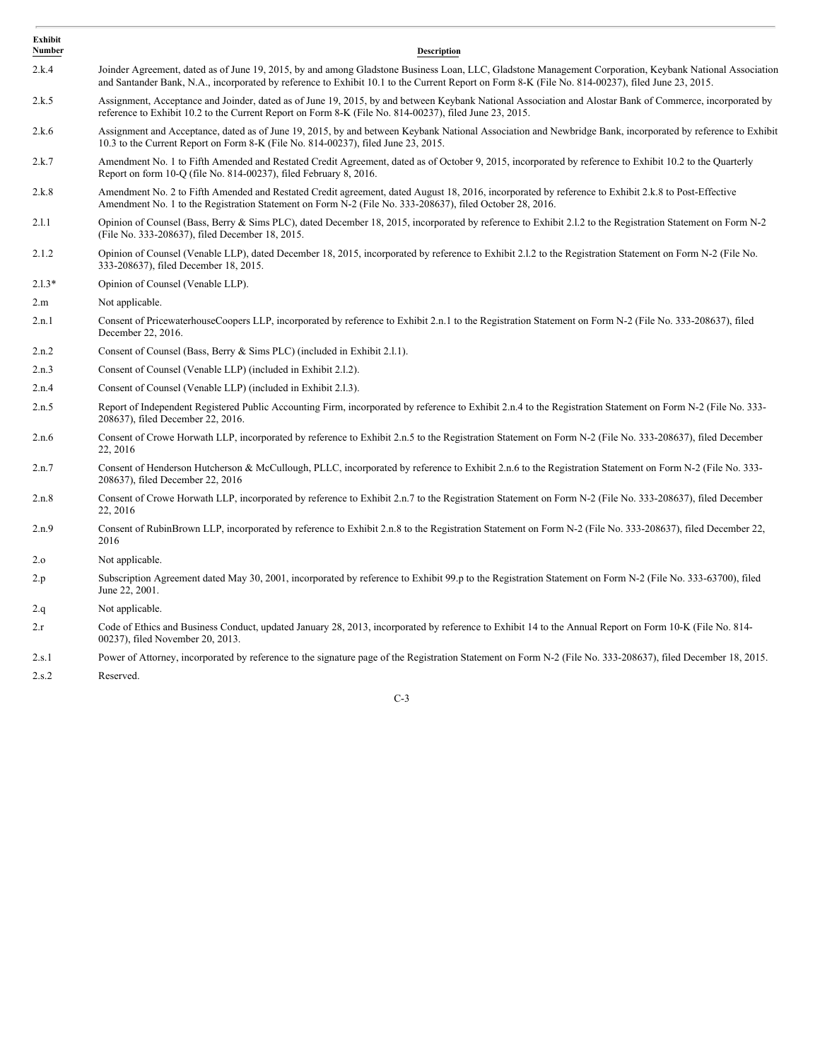| Exhibit Number | Description |
|---|---|
| 2.k.4 | Joinder Agreement, dated as of June 19, 2015, by and among Gladstone Business Loan, LLC, Gladstone Management Corporation, Keybank National Association and Santander Bank, N.A., incorporated by reference to Exhibit 10.1 to the Current Report on Form 8-K (File No. 814-00237), filed June 23, 2015. |
| 2.k.5 | Assignment, Acceptance and Joinder, dated as of June 19, 2015, by and between Keybank National Association and Alostar Bank of Commerce, incorporated by reference to Exhibit 10.2 to the Current Report on Form 8-K (File No. 814-00237), filed June 23, 2015. |
| 2.k.6 | Assignment and Acceptance, dated as of June 19, 2015, by and between Keybank National Association and Newbridge Bank, incorporated by reference to Exhibit 10.3 to the Current Report on Form 8-K (File No. 814-00237), filed June 23, 2015. |
| 2.k.7 | Amendment No. 1 to Fifth Amended and Restated Credit Agreement, dated as of October 9, 2015, incorporated by reference to Exhibit 10.2 to the Quarterly Report on form 10-Q (file No. 814-00237), filed February 8, 2016. |
| 2.k.8 | Amendment No. 2 to Fifth Amended and Restated Credit agreement, dated August 18, 2016, incorporated by reference to Exhibit 2.k.8 to Post-Effective Amendment No. 1 to the Registration Statement on Form N-2 (File No. 333-208637), filed October 28, 2016. |
| 2.l.1 | Opinion of Counsel (Bass, Berry & Sims PLC), dated December 18, 2015, incorporated by reference to Exhibit 2.l.2 to the Registration Statement on Form N-2 (File No. 333-208637), filed December 18, 2015. |
| 2.1.2 | Opinion of Counsel (Venable LLP), dated December 18, 2015, incorporated by reference to Exhibit 2.l.2 to the Registration Statement on Form N-2 (File No. 333-208637), filed December 18, 2015. |
| 2.l.3* | Opinion of Counsel (Venable LLP). |
| 2.m | Not applicable. |
| 2.n.1 | Consent of PricewaterhouseCoopers LLP, incorporated by reference to Exhibit 2.n.1 to the Registration Statement on Form N-2 (File No. 333-208637), filed December 22, 2016. |
| 2.n.2 | Consent of Counsel (Bass, Berry & Sims PLC) (included in Exhibit 2.l.1). |
| 2.n.3 | Consent of Counsel (Venable LLP) (included in Exhibit 2.l.2). |
| 2.n.4 | Consent of Counsel (Venable LLP) (included in Exhibit 2.l.3). |
| 2.n.5 | Report of Independent Registered Public Accounting Firm, incorporated by reference to Exhibit 2.n.4 to the Registration Statement on Form N-2 (File No. 333-208637), filed December 22, 2016. |
| 2.n.6 | Consent of Crowe Horwath LLP, incorporated by reference to Exhibit 2.n.5 to the Registration Statement on Form N-2 (File No. 333-208637), filed December 22, 2016 |
| 2.n.7 | Consent of Henderson Hutcherson & McCullough, PLLC, incorporated by reference to Exhibit 2.n.6 to the Registration Statement on Form N-2 (File No. 333-208637), filed December 22, 2016 |
| 2.n.8 | Consent of Crowe Horwath LLP, incorporated by reference to Exhibit 2.n.7 to the Registration Statement on Form N-2 (File No. 333-208637), filed December 22, 2016 |
| 2.n.9 | Consent of RubinBrown LLP, incorporated by reference to Exhibit 2.n.8 to the Registration Statement on Form N-2 (File No. 333-208637), filed December 22, 2016 |
| 2.o | Not applicable. |
| 2.p | Subscription Agreement dated May 30, 2001, incorporated by reference to Exhibit 99.p to the Registration Statement on Form N-2 (File No. 333-63700), filed June 22, 2001. |
| 2.q | Not applicable. |
| 2.r | Code of Ethics and Business Conduct, updated January 28, 2013, incorporated by reference to Exhibit 14 to the Annual Report on Form 10-K (File No. 814-00237), filed November 20, 2013. |
| 2.s.1 | Power of Attorney, incorporated by reference to the signature page of the Registration Statement on Form N-2 (File No. 333-208637), filed December 18, 2015. |
| 2.s.2 | Reserved. |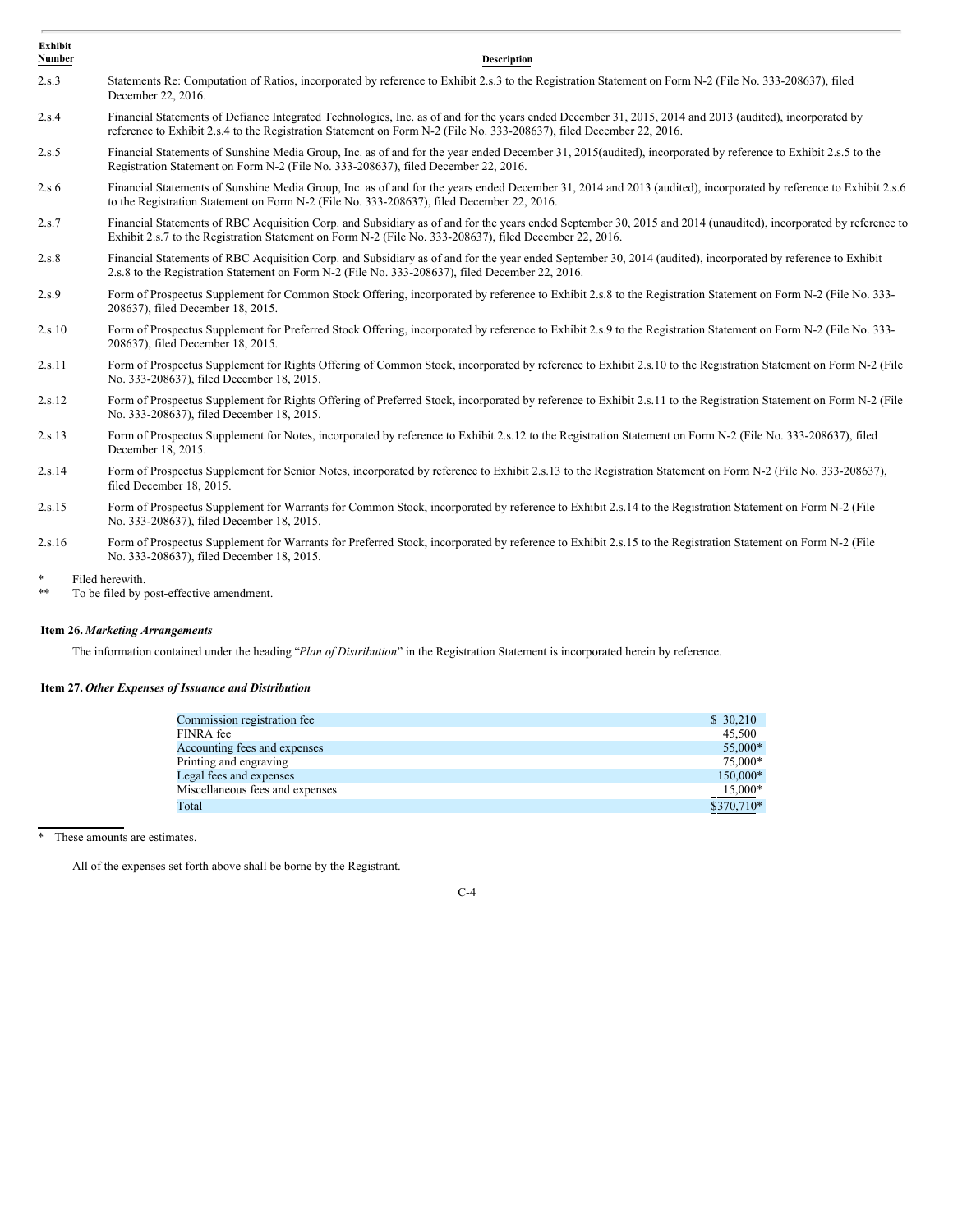| Exhibit Number | Description |
|---|---|
| 2.s.3 | Statements Re: Computation of Ratios, incorporated by reference to Exhibit 2.s.3 to the Registration Statement on Form N-2 (File No. 333-208637), filed December 22, 2016. |
| 2.s.4 | Financial Statements of Defiance Integrated Technologies, Inc. as of and for the years ended December 31, 2015, 2014 and 2013 (audited), incorporated by reference to Exhibit 2.s.4 to the Registration Statement on Form N-2 (File No. 333-208637), filed December 22, 2016. |
| 2.s.5 | Financial Statements of Sunshine Media Group, Inc. as of and for the year ended December 31, 2015(audited), incorporated by reference to Exhibit 2.s.5 to the Registration Statement on Form N-2 (File No. 333-208637), filed December 22, 2016. |
| 2.s.6 | Financial Statements of Sunshine Media Group, Inc. as of and for the years ended December 31, 2014 and 2013 (audited), incorporated by reference to Exhibit 2.s.6 to the Registration Statement on Form N-2 (File No. 333-208637), filed December 22, 2016. |
| 2.s.7 | Financial Statements of RBC Acquisition Corp. and Subsidiary as of and for the years ended September 30, 2015 and 2014 (unaudited), incorporated by reference to Exhibit 2.s.7 to the Registration Statement on Form N-2 (File No. 333-208637), filed December 22, 2016. |
| 2.s.8 | Financial Statements of RBC Acquisition Corp. and Subsidiary as of and for the year ended September 30, 2014 (audited), incorporated by reference to Exhibit 2.s.8 to the Registration Statement on Form N-2 (File No. 333-208637), filed December 22, 2016. |
| 2.s.9 | Form of Prospectus Supplement for Common Stock Offering, incorporated by reference to Exhibit 2.s.8 to the Registration Statement on Form N-2 (File No. 333-208637), filed December 18, 2015. |
| 2.s.10 | Form of Prospectus Supplement for Preferred Stock Offering, incorporated by reference to Exhibit 2.s.9 to the Registration Statement on Form N-2 (File No. 333-208637), filed December 18, 2015. |
| 2.s.11 | Form of Prospectus Supplement for Rights Offering of Common Stock, incorporated by reference to Exhibit 2.s.10 to the Registration Statement on Form N-2 (File No. 333-208637), filed December 18, 2015. |
| 2.s.12 | Form of Prospectus Supplement for Rights Offering of Preferred Stock, incorporated by reference to Exhibit 2.s.11 to the Registration Statement on Form N-2 (File No. 333-208637), filed December 18, 2015. |
| 2.s.13 | Form of Prospectus Supplement for Notes, incorporated by reference to Exhibit 2.s.12 to the Registration Statement on Form N-2 (File No. 333-208637), filed December 18, 2015. |
| 2.s.14 | Form of Prospectus Supplement for Senior Notes, incorporated by reference to Exhibit 2.s.13 to the Registration Statement on Form N-2 (File No. 333-208637), filed December 18, 2015. |
| 2.s.15 | Form of Prospectus Supplement for Warrants for Common Stock, incorporated by reference to Exhibit 2.s.14 to the Registration Statement on Form N-2 (File No. 333-208637), filed December 18, 2015. |
| 2.s.16 | Form of Prospectus Supplement for Warrants for Preferred Stock, incorporated by reference to Exhibit 2.s.15 to the Registration Statement on Form N-2 (File No. 333-208637), filed December 18, 2015. |

\* Filed herewith.
\*\* To be filed by post-effective amendment.

**Item 26.** ***Marketing Arrangements***

The information contained under the heading "*Plan of Distribution*" in the Registration Statement is incorporated herein by reference.

**Item 27.** ***Other Expenses of Issuance and Distribution***

| | |
|---|---|
| Commission registration fee | $ 30,210 |
| FINRA fee | 45,500 |
| Accounting fees and expenses | 55,000* |
| Printing and engraving | 75,000* |
| Legal fees and expenses | 150,000* |
| Miscellaneous fees and expenses | 15,000* |
| Total | $370,710* |

\* These amounts are estimates.

All of the expenses set forth above shall be borne by the Registrant.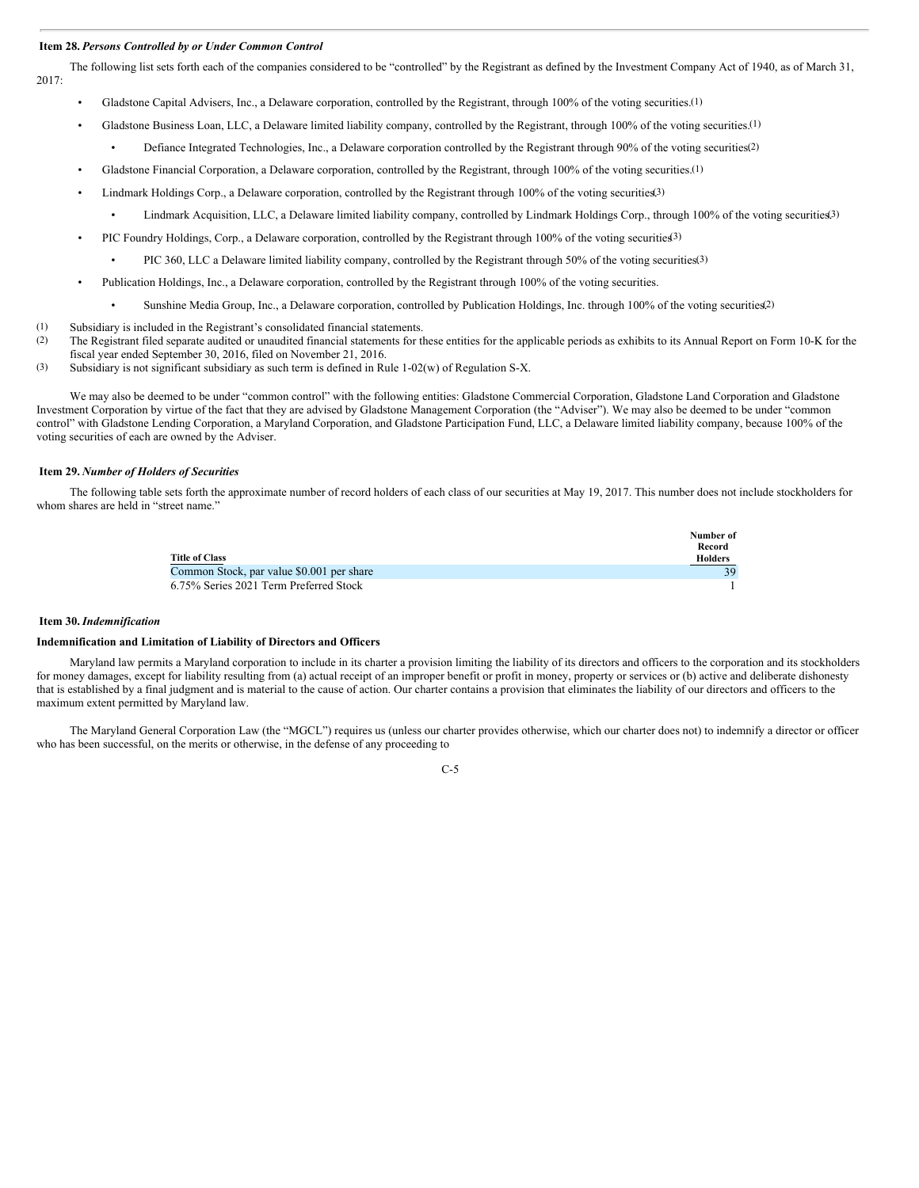**Item 28.** ***Persons Controlled by or Under Common Control***

The following list sets forth each of the companies considered to be "controlled" by the Registrant as defined by the Investment Company Act of 1940, as of March 31, 2017:

- Gladstone Capital Advisers, Inc., a Delaware corporation, controlled by the Registrant, through 100% of the voting securities.(1)
- Gladstone Business Loan, LLC, a Delaware limited liability company, controlled by the Registrant, through 100% of the voting securities.(1)
  - Defiance Integrated Technologies, Inc., a Delaware corporation controlled by the Registrant through 90% of the voting securities(2)
- Gladstone Financial Corporation, a Delaware corporation, controlled by the Registrant, through 100% of the voting securities.(1)
- Lindmark Holdings Corp., a Delaware corporation, controlled by the Registrant through 100% of the voting securities(3)
  - Lindmark Acquisition, LLC, a Delaware limited liability company, controlled by Lindmark Holdings Corp., through 100% of the voting securities(3)
- PIC Foundry Holdings, Corp., a Delaware corporation, controlled by the Registrant through 100% of the voting securities(3)
  - PIC 360, LLC a Delaware limited liability company, controlled by the Registrant through 50% of the voting securities(3)
- Publication Holdings, Inc., a Delaware corporation, controlled by the Registrant through 100% of the voting securities.
  - Sunshine Media Group, Inc., a Delaware corporation, controlled by Publication Holdings, Inc. through 100% of the voting securities(2)

(1) Subsidiary is included in the Registrant's consolidated financial statements.
(2) The Registrant filed separate audited or unaudited financial statements for these entities for the applicable periods as exhibits to its Annual Report on Form 10-K for the fiscal year ended September 30, 2016, filed on November 21, 2016.
(3) Subsidiary is not significant subsidiary as such term is defined in Rule 1-02(w) of Regulation S-X.

We may also be deemed to be under "common control" with the following entities: Gladstone Commercial Corporation, Gladstone Land Corporation and Gladstone Investment Corporation by virtue of the fact that they are advised by Gladstone Management Corporation (the "Adviser"). We may also be deemed to be under "common control" with Gladstone Lending Corporation, a Maryland Corporation, and Gladstone Participation Fund, LLC, a Delaware limited liability company, because 100% of the voting securities of each are owned by the Adviser.

**Item 29.** ***Number of Holders of Securities***

The following table sets forth the approximate number of record holders of each class of our securities at May 19, 2017. This number does not include stockholders for whom shares are held in "street name."

| Title of Class | Number of Record Holders |
|---|---|
| Common Stock, par value $0.001 per share | 39 |
| 6.75% Series 2021 Term Preferred Stock | 1 |

**Item 30.** ***Indemnification***

**Indemnification and Limitation of Liability of Directors and Officers**

Maryland law permits a Maryland corporation to include in its charter a provision limiting the liability of its directors and officers to the corporation and its stockholders for money damages, except for liability resulting from (a) actual receipt of an improper benefit or profit in money, property or services or (b) active and deliberate dishonesty that is established by a final judgment and is material to the cause of action. Our charter contains a provision that eliminates the liability of our directors and officers to the maximum extent permitted by Maryland law.

The Maryland General Corporation Law (the "MGCL") requires us (unless our charter provides otherwise, which our charter does not) to indemnify a director or officer who has been successful, on the merits or otherwise, in the defense of any proceeding to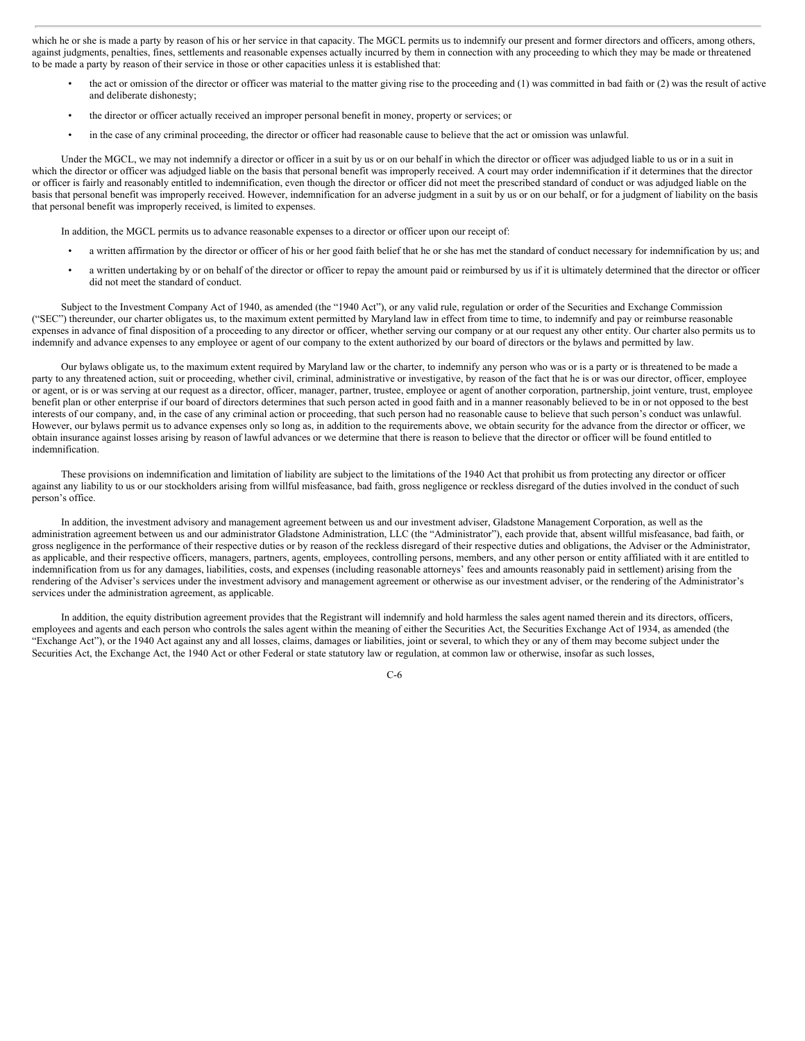which he or she is made a party by reason of his or her service in that capacity. The MGCL permits us to indemnify our present and former directors and officers, among others, against judgments, penalties, fines, settlements and reasonable expenses actually incurred by them in connection with any proceeding to which they may be made or threatened to be made a party by reason of their service in those or other capacities unless it is established that:

- the act or omission of the director or officer was material to the matter giving rise to the proceeding and (1) was committed in bad faith or (2) was the result of active and deliberate dishonesty;
- the director or officer actually received an improper personal benefit in money, property or services; or
- in the case of any criminal proceeding, the director or officer had reasonable cause to believe that the act or omission was unlawful.

Under the MGCL, we may not indemnify a director or officer in a suit by us or on our behalf in which the director or officer was adjudged liable to us or in a suit in which the director or officer was adjudged liable on the basis that personal benefit was improperly received. A court may order indemnification if it determines that the director or officer is fairly and reasonably entitled to indemnification, even though the director or officer did not meet the prescribed standard of conduct or was adjudged liable on the basis that personal benefit was improperly received. However, indemnification for an adverse judgment in a suit by us or on our behalf, or for a judgment of liability on the basis that personal benefit was improperly received, is limited to expenses.

In addition, the MGCL permits us to advance reasonable expenses to a director or officer upon our receipt of:

- a written affirmation by the director or officer of his or her good faith belief that he or she has met the standard of conduct necessary for indemnification by us; and
- a written undertaking by or on behalf of the director or officer to repay the amount paid or reimbursed by us if it is ultimately determined that the director or officer did not meet the standard of conduct.

Subject to the Investment Company Act of 1940, as amended (the "1940 Act"), or any valid rule, regulation or order of the Securities and Exchange Commission ("SEC") thereunder, our charter obligates us, to the maximum extent permitted by Maryland law in effect from time to time, to indemnify and pay or reimburse reasonable expenses in advance of final disposition of a proceeding to any director or officer, whether serving our company or at our request any other entity. Our charter also permits us to indemnify and advance expenses to any employee or agent of our company to the extent authorized by our board of directors or the bylaws and permitted by law.

Our bylaws obligate us, to the maximum extent required by Maryland law or the charter, to indemnify any person who was or is a party or is threatened to be made a party to any threatened action, suit or proceeding, whether civil, criminal, administrative or investigative, by reason of the fact that he is or was our director, officer, employee or agent, or is or was serving at our request as a director, officer, manager, partner, trustee, employee or agent of another corporation, partnership, joint venture, trust, employee benefit plan or other enterprise if our board of directors determines that such person acted in good faith and in a manner reasonably believed to be in or not opposed to the best interests of our company, and, in the case of any criminal action or proceeding, that such person had no reasonable cause to believe that such person's conduct was unlawful. However, our bylaws permit us to advance expenses only so long as, in addition to the requirements above, we obtain security for the advance from the director or officer, we obtain insurance against losses arising by reason of lawful advances or we determine that there is reason to believe that the director or officer will be found entitled to indemnification.

These provisions on indemnification and limitation of liability are subject to the limitations of the 1940 Act that prohibit us from protecting any director or officer against any liability to us or our stockholders arising from willful misfeasance, bad faith, gross negligence or reckless disregard of the duties involved in the conduct of such person's office.

In addition, the investment advisory and management agreement between us and our investment adviser, Gladstone Management Corporation, as well as the administration agreement between us and our administrator Gladstone Administration, LLC (the "Administrator"), each provide that, absent willful misfeasance, bad faith, or gross negligence in the performance of their respective duties or by reason of the reckless disregard of their respective duties and obligations, the Adviser or the Administrator, as applicable, and their respective officers, managers, partners, agents, employees, controlling persons, members, and any other person or entity affiliated with it are entitled to indemnification from us for any damages, liabilities, costs, and expenses (including reasonable attorneys' fees and amounts reasonably paid in settlement) arising from the rendering of the Adviser's services under the investment advisory and management agreement or otherwise as our investment adviser, or the rendering of the Administrator's services under the administration agreement, as applicable.

In addition, the equity distribution agreement provides that the Registrant will indemnify and hold harmless the sales agent named therein and its directors, officers, employees and agents and each person who controls the sales agent within the meaning of either the Securities Act, the Securities Exchange Act of 1934, as amended (the "Exchange Act"), or the 1940 Act against any and all losses, claims, damages or liabilities, joint or several, to which they or any of them may become subject under the Securities Act, the Exchange Act, the 1940 Act or other Federal or state statutory law or regulation, at common law or otherwise, insofar as such losses,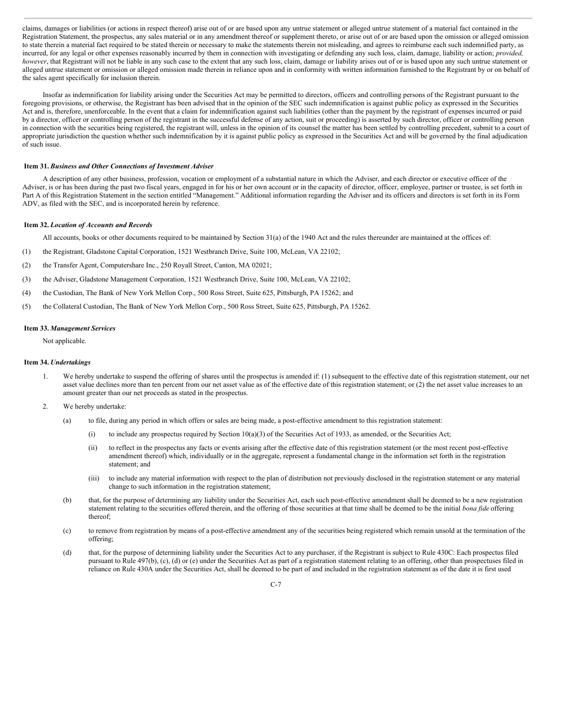claims, damages or liabilities (or actions in respect thereof) arise out of or are based upon any untrue statement or alleged untrue statement of a material fact contained in the Registration Statement, the prospectus, any sales material or in any amendment thereof or supplement thereto, or arise out of or are based upon the omission or alleged omission to state therein a material fact required to be stated therein or necessary to make the statements therein not misleading, and agrees to reimburse each such indemnified party, as incurred, for any legal or other expenses reasonably incurred by them in connection with investigating or defending any such loss, claim, damage, liability or action; *provided, however*, that Registrant will not be liable in any such case to the extent that any such loss, claim, damage or liability arises out of or is based upon any such untrue statement or alleged untrue statement or omission or alleged omission made therein in reliance upon and in conformity with written information furnished to the Registrant by or on behalf of the sales agent specifically for inclusion therein.

Insofar as indemnification for liability arising under the Securities Act may be permitted to directors, officers and controlling persons of the Registrant pursuant to the foregoing provisions, or otherwise, the Registrant has been advised that in the opinion of the SEC such indemnification is against public policy as expressed in the Securities Act and is, therefore, unenforceable. In the event that a claim for indemnification against such liabilities (other than the payment by the registrant of expenses incurred or paid by a director, officer or controlling person of the registrant in the successful defense of any action, suit or proceeding) is asserted by such director, officer or controlling person in connection with the securities being registered, the registrant will, unless in the opinion of its counsel the matter has been settled by controlling precedent, submit to a court of appropriate jurisdiction the question whether such indemnification by it is against public policy as expressed in the Securities Act and will be governed by the final adjudication of such issue.

**Item 31.** ***Business and Other Connections of Investment Adviser***

A description of any other business, profession, vocation or employment of a substantial nature in which the Adviser, and each director or executive officer of the Adviser, is or has been during the past two fiscal years, engaged in for his or her own account or in the capacity of director, officer, employee, partner or trustee, is set forth in Part A of this Registration Statement in the section entitled "Management." Additional information regarding the Adviser and its officers and directors is set forth in its Form ADV, as filed with the SEC, and is incorporated herein by reference.

**Item 32.** ***Location of Accounts and Records***

All accounts, books or other documents required to be maintained by Section 31(a) of the 1940 Act and the rules thereunder are maintained at the offices of:

(1) the Registrant, Gladstone Capital Corporation, 1521 Westbranch Drive, Suite 100, McLean, VA 22102;

(2) the Transfer Agent, Computershare Inc., 250 Royall Street, Canton, MA 02021;

(3) the Adviser, Gladstone Management Corporation, 1521 Westbranch Drive, Suite 100, McLean, VA 22102;

(4) the Custodian, The Bank of New York Mellon Corp., 500 Ross Street, Suite 625, Pittsburgh, PA 15262; and

(5) the Collateral Custodian, The Bank of New York Mellon Corp., 500 Ross Street, Suite 625, Pittsburgh, PA 15262.

**Item 33.** ***Management Services***

Not applicable.

**Item 34.** ***Undertakings***

1. We hereby undertake to suspend the offering of shares until the prospectus is amended if: (1) subsequent to the effective date of this registration statement, our net asset value declines more than ten percent from our net asset value as of the effective date of this registration statement; or (2) the net asset value increases to an amount greater than our net proceeds as stated in the prospectus.

2. We hereby undertake:

   (a) to file, during any period in which offers or sales are being made, a post-effective amendment to this registration statement:

      (i) to include any prospectus required by Section 10(a)(3) of the Securities Act of 1933, as amended, or the Securities Act;

      (ii) to reflect in the prospectus any facts or events arising after the effective date of this registration statement (or the most recent post-effective amendment thereof) which, individually or in the aggregate, represent a fundamental change in the information set forth in the registration statement; and

      (iii) to include any material information with respect to the plan of distribution not previously disclosed in the registration statement or any material change to such information in the registration statement;

   (b) that, for the purpose of determining any liability under the Securities Act, each such post-effective amendment shall be deemed to be a new registration statement relating to the securities offered therein, and the offering of those securities at that time shall be deemed to be the initial *bona fide* offering thereof;

   (c) to remove from registration by means of a post-effective amendment any of the securities being registered which remain unsold at the termination of the offering;

   (d) that, for the purpose of determining liability under the Securities Act to any purchaser, if the Registrant is subject to Rule 430C: Each prospectus filed pursuant to Rule 497(b), (c), (d) or (e) under the Securities Act as part of a registration statement relating to an offering, other than prospectuses filed in reliance on Rule 430A under the Securities Act, shall be deemed to be part of and included in the registration statement as of the date it is first used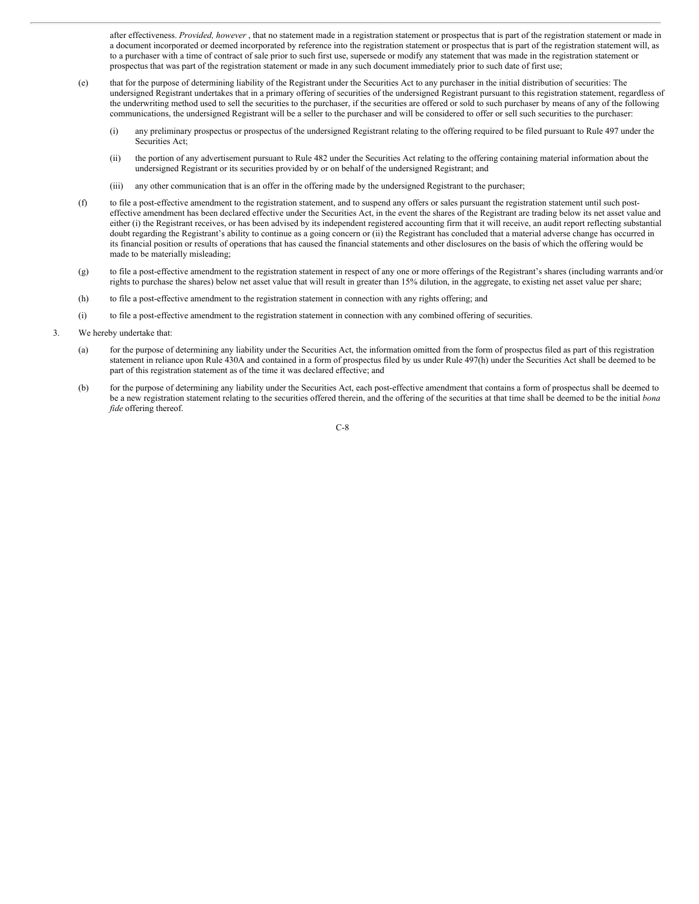after effectiveness. *Provided, however* , that no statement made in a registration statement or prospectus that is part of the registration statement or made in a document incorporated or deemed incorporated by reference into the registration statement or prospectus that is part of the registration statement will, as to a purchaser with a time of contract of sale prior to such first use, supersede or modify any statement that was made in the registration statement or prospectus that was part of the registration statement or made in any such document immediately prior to such date of first use;

(e) that for the purpose of determining liability of the Registrant under the Securities Act to any purchaser in the initial distribution of securities: The undersigned Registrant undertakes that in a primary offering of securities of the undersigned Registrant pursuant to this registration statement, regardless of the underwriting method used to sell the securities to the purchaser, if the securities are offered or sold to such purchaser by means of any of the following communications, the undersigned Registrant will be a seller to the purchaser and will be considered to offer or sell such securities to the purchaser:

(i) any preliminary prospectus or prospectus of the undersigned Registrant relating to the offering required to be filed pursuant to Rule 497 under the Securities Act;

(ii) the portion of any advertisement pursuant to Rule 482 under the Securities Act relating to the offering containing material information about the undersigned Registrant or its securities provided by or on behalf of the undersigned Registrant; and

(iii) any other communication that is an offer in the offering made by the undersigned Registrant to the purchaser;

(f) to file a post-effective amendment to the registration statement, and to suspend any offers or sales pursuant the registration statement until such post-effective amendment has been declared effective under the Securities Act, in the event the shares of the Registrant are trading below its net asset value and either (i) the Registrant receives, or has been advised by its independent registered accounting firm that it will receive, an audit report reflecting substantial doubt regarding the Registrant's ability to continue as a going concern or (ii) the Registrant has concluded that a material adverse change has occurred in its financial position or results of operations that has caused the financial statements and other disclosures on the basis of which the offering would be made to be materially misleading;

(g) to file a post-effective amendment to the registration statement in respect of any one or more offerings of the Registrant's shares (including warrants and/or rights to purchase the shares) below net asset value that will result in greater than 15% dilution, in the aggregate, to existing net asset value per share;

(h) to file a post-effective amendment to the registration statement in connection with any rights offering; and

(i) to file a post-effective amendment to the registration statement in connection with any combined offering of securities.

3. We hereby undertake that:

(a) for the purpose of determining any liability under the Securities Act, the information omitted from the form of prospectus filed as part of this registration statement in reliance upon Rule 430A and contained in a form of prospectus filed by us under Rule 497(h) under the Securities Act shall be deemed to be part of this registration statement as of the time it was declared effective; and

(b) for the purpose of determining any liability under the Securities Act, each post-effective amendment that contains a form of prospectus shall be deemed to be a new registration statement relating to the securities offered therein, and the offering of the securities at that time shall be deemed to be the initial *bona fide* offering thereof.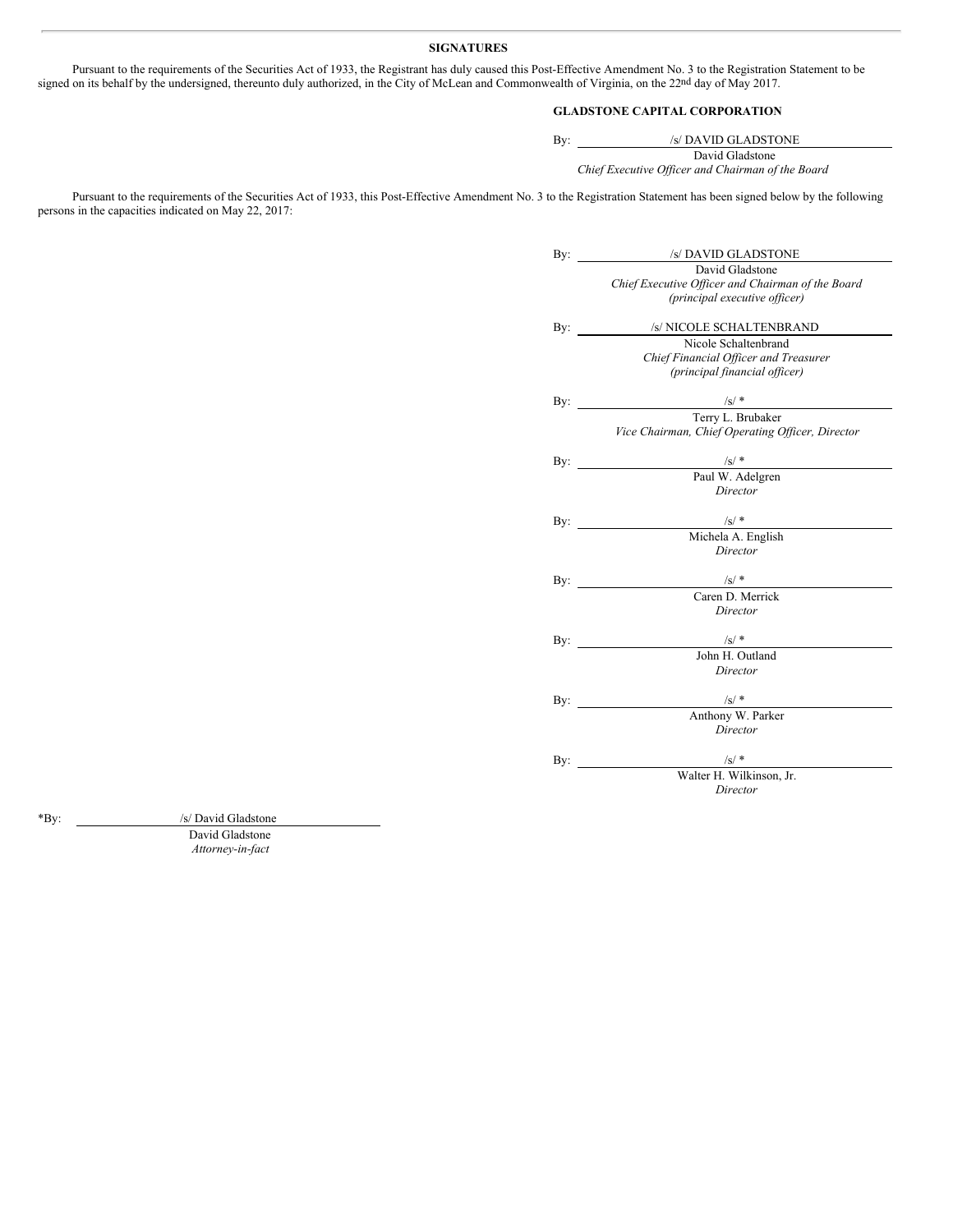**SIGNATURES**

Pursuant to the requirements of the Securities Act of 1933, the Registrant has duly caused this Post-Effective Amendment No. 3 to the Registration Statement to be signed on its behalf by the undersigned, thereunto duly authorized, in the City of McLean and Commonwealth of Virginia, on the 22nd day of May 2017.

**GLADSTONE CAPITAL CORPORATION**

By: /s/ DAVID GLADSTONE
David Gladstone
*Chief Executive Officer and Chairman of the Board*

Pursuant to the requirements of the Securities Act of 1933, this Post-Effective Amendment No. 3 to the Registration Statement has been signed below by the following persons in the capacities indicated on May 22, 2017:

By: /s/ DAVID GLADSTONE
David Gladstone
*Chief Executive Officer and Chairman of the Board*
*(principal executive officer)*

By: /s/ NICOLE SCHALTENBRAND
Nicole Schaltenbrand
*Chief Financial Officer and Treasurer*
*(principal financial officer)*

By: /s/ *
Terry L. Brubaker
*Vice Chairman, Chief Operating Officer, Director*

By: /s/ *
Paul W. Adelgren
*Director*

By: /s/ *
Michela A. English
*Director*

By: /s/ *
Caren D. Merrick
*Director*

By: /s/ *
John H. Outland
*Director*

By: /s/ *
Anthony W. Parker
*Director*

By: /s/ *
Walter H. Wilkinson, Jr.
*Director*

*By: /s/ David Gladstone
David Gladstone
*Attorney-in-fact*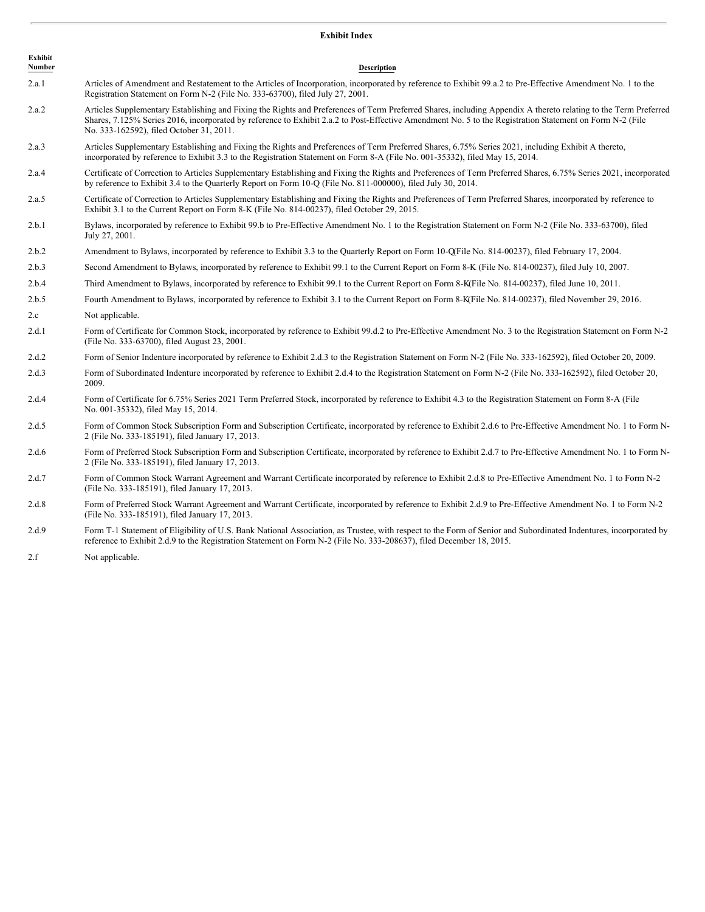## Exhibit Index

| Exhibit Number | Description |
| --- | --- |
| 2.a.1 | Articles of Amendment and Restatement to the Articles of Incorporation, incorporated by reference to Exhibit 99.a.2 to Pre-Effective Amendment No. 1 to the Registration Statement on Form N-2 (File No. 333-63700), filed July 27, 2001. |
| 2.a.2 | Articles Supplementary Establishing and Fixing the Rights and Preferences of Term Preferred Shares, including Appendix A thereto relating to the Term Preferred Shares, 7.125% Series 2016, incorporated by reference to Exhibit 2.a.2 to Post-Effective Amendment No. 5 to the Registration Statement on Form N-2 (File No. 333-162592), filed October 31, 2011. |
| 2.a.3 | Articles Supplementary Establishing and Fixing the Rights and Preferences of Term Preferred Shares, 6.75% Series 2021, including Exhibit A thereto, incorporated by reference to Exhibit 3.3 to the Registration Statement on Form 8-A (File No. 001-35332), filed May 15, 2014. |
| 2.a.4 | Certificate of Correction to Articles Supplementary Establishing and Fixing the Rights and Preferences of Term Preferred Shares, 6.75% Series 2021, incorporated by reference to Exhibit 3.4 to the Quarterly Report on Form 10-Q (File No. 811-000000), filed July 30, 2014. |
| 2.a.5 | Certificate of Correction to Articles Supplementary Establishing and Fixing the Rights and Preferences of Term Preferred Shares, incorporated by reference to Exhibit 3.1 to the Current Report on Form 8-K (File No. 814-00237), filed October 29, 2015. |
| 2.b.1 | Bylaws, incorporated by reference to Exhibit 99.b to Pre-Effective Amendment No. 1 to the Registration Statement on Form N-2 (File No. 333-63700), filed July 27, 2001. |
| 2.b.2 | Amendment to Bylaws, incorporated by reference to Exhibit 3.3 to the Quarterly Report on Form 10-Q(File No. 814-00237), filed February 17, 2004. |
| 2.b.3 | Second Amendment to Bylaws, incorporated by reference to Exhibit 99.1 to the Current Report on Form 8-K (File No. 814-00237), filed July 10, 2007. |
| 2.b.4 | Third Amendment to Bylaws, incorporated by reference to Exhibit 99.1 to the Current Report on Form 8-K(File No. 814-00237), filed June 10, 2011. |
| 2.b.5 | Fourth Amendment to Bylaws, incorporated by reference to Exhibit 3.1 to the Current Report on Form 8-K(File No. 814-00237), filed November 29, 2016. |
| 2.c | Not applicable. |
| 2.d.1 | Form of Certificate for Common Stock, incorporated by reference to Exhibit 99.d.2 to Pre-Effective Amendment No. 3 to the Registration Statement on Form N-2 (File No. 333-63700), filed August 23, 2001. |
| 2.d.2 | Form of Senior Indenture incorporated by reference to Exhibit 2.d.3 to the Registration Statement on Form N-2 (File No. 333-162592), filed October 20, 2009. |
| 2.d.3 | Form of Subordinated Indenture incorporated by reference to Exhibit 2.d.4 to the Registration Statement on Form N-2 (File No. 333-162592), filed October 20, 2009. |
| 2.d.4 | Form of Certificate for 6.75% Series 2021 Term Preferred Stock, incorporated by reference to Exhibit 4.3 to the Registration Statement on Form 8-A (File No. 001-35332), filed May 15, 2014. |
| 2.d.5 | Form of Common Stock Subscription Form and Subscription Certificate, incorporated by reference to Exhibit 2.d.6 to Pre-Effective Amendment No. 1 to Form N-2 (File No. 333-185191), filed January 17, 2013. |
| 2.d.6 | Form of Preferred Stock Subscription Form and Subscription Certificate, incorporated by reference to Exhibit 2.d.7 to Pre-Effective Amendment No. 1 to Form N-2 (File No. 333-185191), filed January 17, 2013. |
| 2.d.7 | Form of Common Stock Warrant Agreement and Warrant Certificate incorporated by reference to Exhibit 2.d.8 to Pre-Effective Amendment No. 1 to Form N-2 (File No. 333-185191), filed January 17, 2013. |
| 2.d.8 | Form of Preferred Stock Warrant Agreement and Warrant Certificate, incorporated by reference to Exhibit 2.d.9 to Pre-Effective Amendment No. 1 to Form N-2 (File No. 333-185191), filed January 17, 2013. |
| 2.d.9 | Form T-1 Statement of Eligibility of U.S. Bank National Association, as Trustee, with respect to the Form of Senior and Subordinated Indentures, incorporated by reference to Exhibit 2.d.9 to the Registration Statement on Form N-2 (File No. 333-208637), filed December 18, 2015. |
| 2.f | Not applicable. |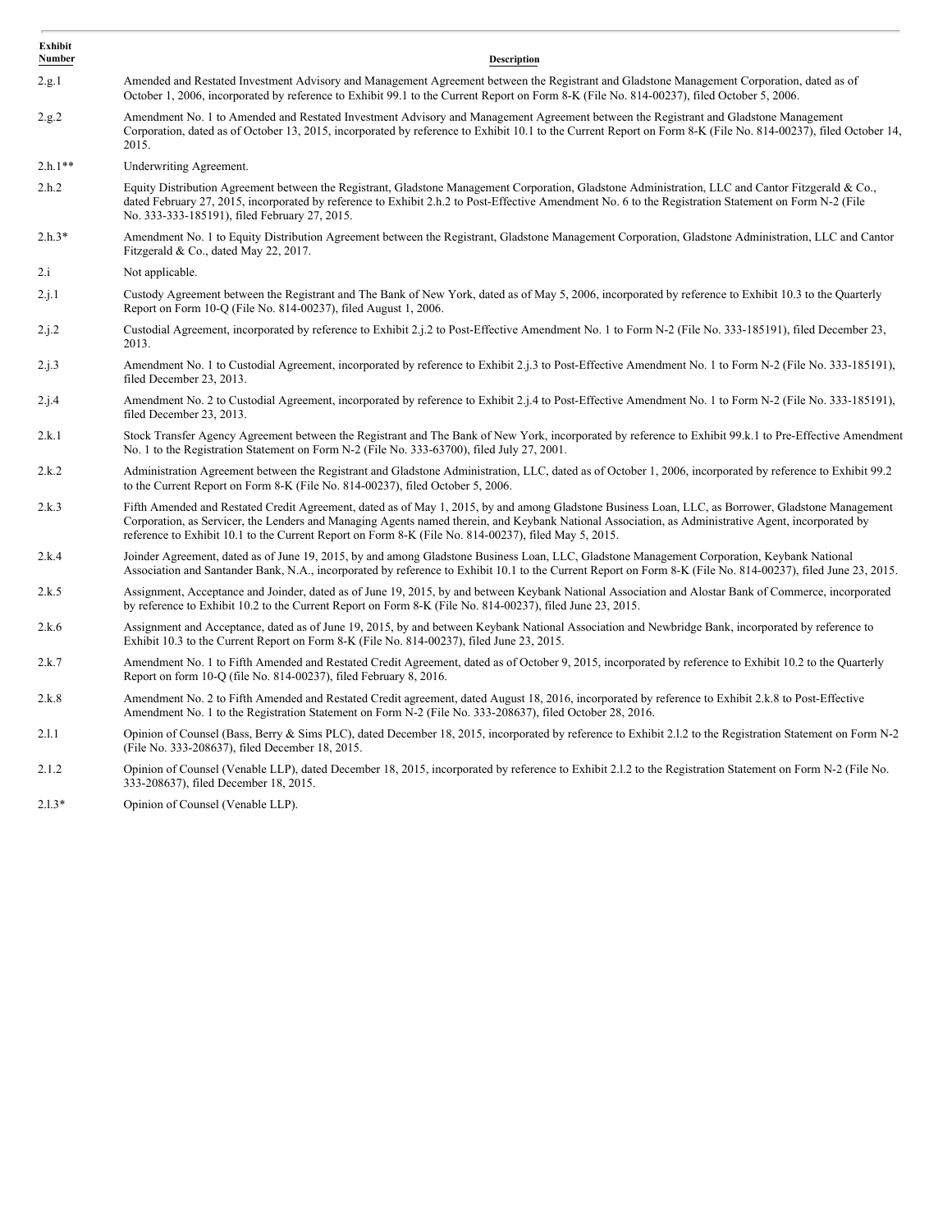| Exhibit Number | Description |
|---|---|
| 2.g.1 | Amended and Restated Investment Advisory and Management Agreement between the Registrant and Gladstone Management Corporation, dated as of October 1, 2006, incorporated by reference to Exhibit 99.1 to the Current Report on Form 8-K (File No. 814-00237), filed October 5, 2006. |
| 2.g.2 | Amendment No. 1 to Amended and Restated Investment Advisory and Management Agreement between the Registrant and Gladstone Management Corporation, dated as of October 13, 2015, incorporated by reference to Exhibit 10.1 to the Current Report on Form 8-K (File No. 814-00237), filed October 14, 2015. |
| 2.h.1** | Underwriting Agreement. |
| 2.h.2 | Equity Distribution Agreement between the Registrant, Gladstone Management Corporation, Gladstone Administration, LLC and Cantor Fitzgerald & Co., dated February 27, 2015, incorporated by reference to Exhibit 2.h.2 to Post-Effective Amendment No. 6 to the Registration Statement on Form N-2 (File No. 333-333-185191), filed February 27, 2015. |
| 2.h.3* | Amendment No. 1 to Equity Distribution Agreement between the Registrant, Gladstone Management Corporation, Gladstone Administration, LLC and Cantor Fitzgerald & Co., dated May 22, 2017. |
| 2.i | Not applicable. |
| 2.j.1 | Custody Agreement between the Registrant and The Bank of New York, dated as of May 5, 2006, incorporated by reference to Exhibit 10.3 to the Quarterly Report on Form 10-Q (File No. 814-00237), filed August 1, 2006. |
| 2.j.2 | Custodial Agreement, incorporated by reference to Exhibit 2.j.2 to Post-Effective Amendment No. 1 to Form N-2 (File No. 333-185191), filed December 23, 2013. |
| 2.j.3 | Amendment No. 1 to Custodial Agreement, incorporated by reference to Exhibit 2.j.3 to Post-Effective Amendment No. 1 to Form N-2 (File No. 333-185191), filed December 23, 2013. |
| 2.j.4 | Amendment No. 2 to Custodial Agreement, incorporated by reference to Exhibit 2.j.4 to Post-Effective Amendment No. 1 to Form N-2 (File No. 333-185191), filed December 23, 2013. |
| 2.k.1 | Stock Transfer Agency Agreement between the Registrant and The Bank of New York, incorporated by reference to Exhibit 99.k.1 to Pre-Effective Amendment No. 1 to the Registration Statement on Form N-2 (File No. 333-63700), filed July 27, 2001. |
| 2.k.2 | Administration Agreement between the Registrant and Gladstone Administration, LLC, dated as of October 1, 2006, incorporated by reference to Exhibit 99.2 to the Current Report on Form 8-K (File No. 814-00237), filed October 5, 2006. |
| 2.k.3 | Fifth Amended and Restated Credit Agreement, dated as of May 1, 2015, by and among Gladstone Business Loan, LLC, as Borrower, Gladstone Management Corporation, as Servicer, the Lenders and Managing Agents named therein, and Keybank National Association, as Administrative Agent, incorporated by reference to Exhibit 10.1 to the Current Report on Form 8-K (File No. 814-00237), filed May 5, 2015. |
| 2.k.4 | Joinder Agreement, dated as of June 19, 2015, by and among Gladstone Business Loan, LLC, Gladstone Management Corporation, Keybank National Association and Santander Bank, N.A., incorporated by reference to Exhibit 10.1 to the Current Report on Form 8-K (File No. 814-00237), filed June 23, 2015. |
| 2.k.5 | Assignment, Acceptance and Joinder, dated as of June 19, 2015, by and between Keybank National Association and Alostar Bank of Commerce, incorporated by reference to Exhibit 10.2 to the Current Report on Form 8-K (File No. 814-00237), filed June 23, 2015. |
| 2.k.6 | Assignment and Acceptance, dated as of June 19, 2015, by and between Keybank National Association and Newbridge Bank, incorporated by reference to Exhibit 10.3 to the Current Report on Form 8-K (File No. 814-00237), filed June 23, 2015. |
| 2.k.7 | Amendment No. 1 to Fifth Amended and Restated Credit Agreement, dated as of October 9, 2015, incorporated by reference to Exhibit 10.2 to the Quarterly Report on form 10-Q (file No. 814-00237), filed February 8, 2016. |
| 2.k.8 | Amendment No. 2 to Fifth Amended and Restated Credit agreement, dated August 18, 2016, incorporated by reference to Exhibit 2.k.8 to Post-Effective Amendment No. 1 to the Registration Statement on Form N-2 (File No. 333-208637), filed October 28, 2016. |
| 2.l.1 | Opinion of Counsel (Bass, Berry & Sims PLC), dated December 18, 2015, incorporated by reference to Exhibit 2.l.2 to the Registration Statement on Form N-2 (File No. 333-208637), filed December 18, 2015. |
| 2.1.2 | Opinion of Counsel (Venable LLP), dated December 18, 2015, incorporated by reference to Exhibit 2.l.2 to the Registration Statement on Form N-2 (File No. 333-208637), filed December 18, 2015. |
| 2.l.3* | Opinion of Counsel (Venable LLP). |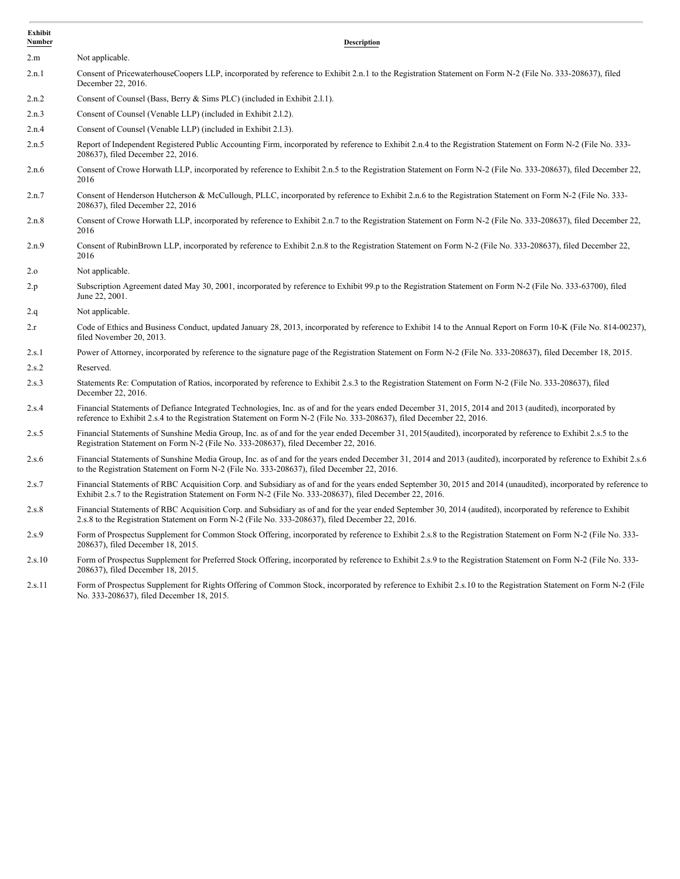| Exhibit Number | Description |
| --- | --- |
| 2.m | Not applicable. |
| 2.n.1 | Consent of PricewaterhouseCoopers LLP, incorporated by reference to Exhibit 2.n.1 to the Registration Statement on Form N-2 (File No. 333-208637), filed December 22, 2016. |
| 2.n.2 | Consent of Counsel (Bass, Berry & Sims PLC) (included in Exhibit 2.l.1). |
| 2.n.3 | Consent of Counsel (Venable LLP) (included in Exhibit 2.l.2). |
| 2.n.4 | Consent of Counsel (Venable LLP) (included in Exhibit 2.l.3). |
| 2.n.5 | Report of Independent Registered Public Accounting Firm, incorporated by reference to Exhibit 2.n.4 to the Registration Statement on Form N-2 (File No. 333-208637), filed December 22, 2016. |
| 2.n.6 | Consent of Crowe Horwath LLP, incorporated by reference to Exhibit 2.n.5 to the Registration Statement on Form N-2 (File No. 333-208637), filed December 22, 2016 |
| 2.n.7 | Consent of Henderson Hutcherson & McCullough, PLLC, incorporated by reference to Exhibit 2.n.6 to the Registration Statement on Form N-2 (File No. 333-208637), filed December 22, 2016 |
| 2.n.8 | Consent of Crowe Horwath LLP, incorporated by reference to Exhibit 2.n.7 to the Registration Statement on Form N-2 (File No. 333-208637), filed December 22, 2016 |
| 2.n.9 | Consent of RubinBrown LLP, incorporated by reference to Exhibit 2.n.8 to the Registration Statement on Form N-2 (File No. 333-208637), filed December 22, 2016 |
| 2.o | Not applicable. |
| 2.p | Subscription Agreement dated May 30, 2001, incorporated by reference to Exhibit 99.p to the Registration Statement on Form N-2 (File No. 333-63700), filed June 22, 2001. |
| 2.q | Not applicable. |
| 2.r | Code of Ethics and Business Conduct, updated January 28, 2013, incorporated by reference to Exhibit 14 to the Annual Report on Form 10-K (File No. 814-00237), filed November 20, 2013. |
| 2.s.1 | Power of Attorney, incorporated by reference to the signature page of the Registration Statement on Form N-2 (File No. 333-208637), filed December 18, 2015. |
| 2.s.2 | Reserved. |
| 2.s.3 | Statements Re: Computation of Ratios, incorporated by reference to Exhibit 2.s.3 to the Registration Statement on Form N-2 (File No. 333-208637), filed December 22, 2016. |
| 2.s.4 | Financial Statements of Defiance Integrated Technologies, Inc. as of and for the years ended December 31, 2015, 2014 and 2013 (audited), incorporated by reference to Exhibit 2.s.4 to the Registration Statement on Form N-2 (File No. 333-208637), filed December 22, 2016. |
| 2.s.5 | Financial Statements of Sunshine Media Group, Inc. as of and for the year ended December 31, 2015(audited), incorporated by reference to Exhibit 2.s.5 to the Registration Statement on Form N-2 (File No. 333-208637), filed December 22, 2016. |
| 2.s.6 | Financial Statements of Sunshine Media Group, Inc. as of and for the years ended December 31, 2014 and 2013 (audited), incorporated by reference to Exhibit 2.s.6 to the Registration Statement on Form N-2 (File No. 333-208637), filed December 22, 2016. |
| 2.s.7 | Financial Statements of RBC Acquisition Corp. and Subsidiary as of and for the years ended September 30, 2015 and 2014 (unaudited), incorporated by reference to Exhibit 2.s.7 to the Registration Statement on Form N-2 (File No. 333-208637), filed December 22, 2016. |
| 2.s.8 | Financial Statements of RBC Acquisition Corp. and Subsidiary as of and for the year ended September 30, 2014 (audited), incorporated by reference to Exhibit 2.s.8 to the Registration Statement on Form N-2 (File No. 333-208637), filed December 22, 2016. |
| 2.s.9 | Form of Prospectus Supplement for Common Stock Offering, incorporated by reference to Exhibit 2.s.8 to the Registration Statement on Form N-2 (File No. 333-208637), filed December 18, 2015. |
| 2.s.10 | Form of Prospectus Supplement for Preferred Stock Offering, incorporated by reference to Exhibit 2.s.9 to the Registration Statement on Form N-2 (File No. 333-208637), filed December 18, 2015. |
| 2.s.11 | Form of Prospectus Supplement for Rights Offering of Common Stock, incorporated by reference to Exhibit 2.s.10 to the Registration Statement on Form N-2 (File No. 333-208637), filed December 18, 2015. |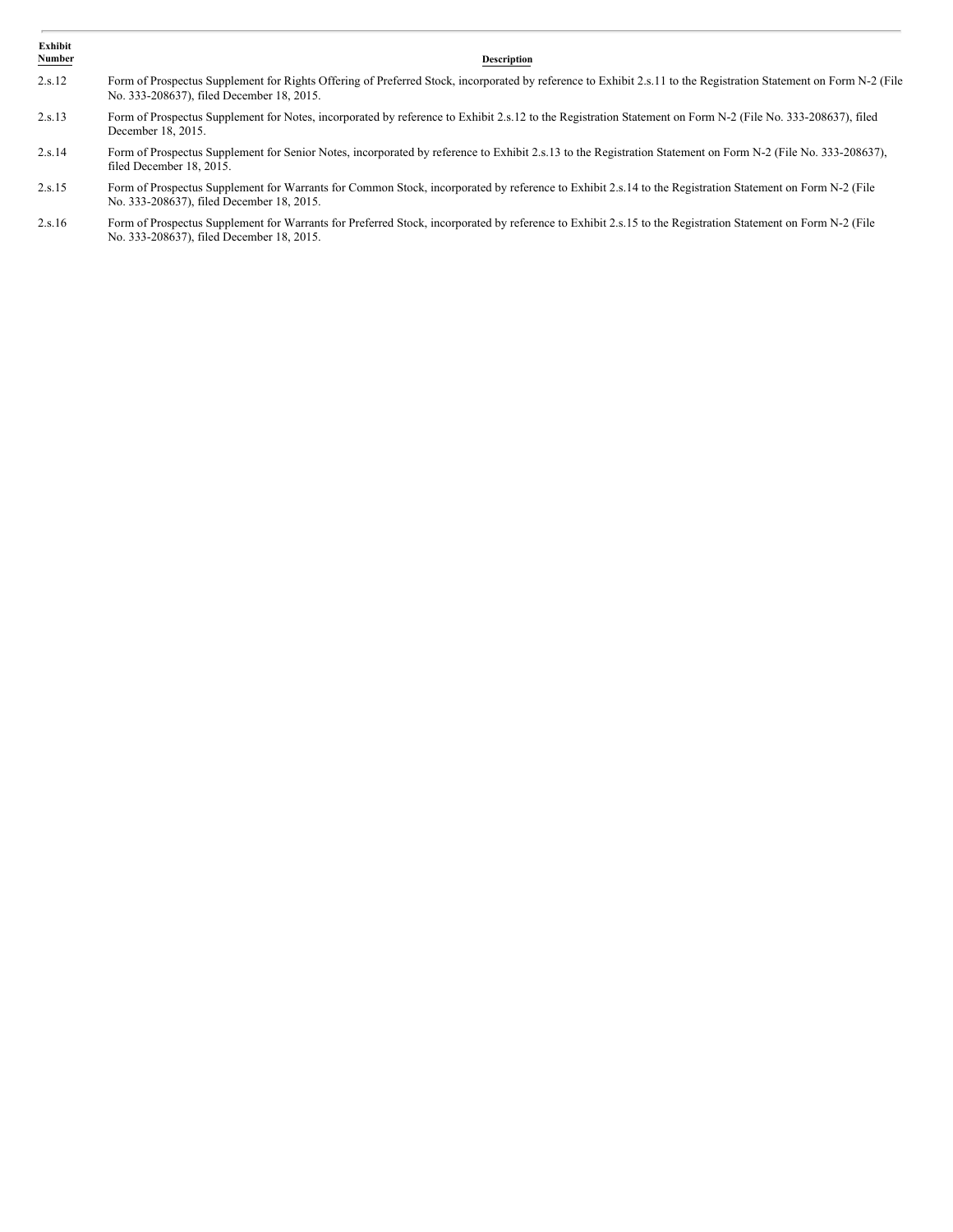| Exhibit Number | Description |
|---|---|
| 2.s.12 | Form of Prospectus Supplement for Rights Offering of Preferred Stock, incorporated by reference to Exhibit 2.s.11 to the Registration Statement on Form N-2 (File No. 333-208637), filed December 18, 2015. |
| 2.s.13 | Form of Prospectus Supplement for Notes, incorporated by reference to Exhibit 2.s.12 to the Registration Statement on Form N-2 (File No. 333-208637), filed December 18, 2015. |
| 2.s.14 | Form of Prospectus Supplement for Senior Notes, incorporated by reference to Exhibit 2.s.13 to the Registration Statement on Form N-2 (File No. 333-208637), filed December 18, 2015. |
| 2.s.15 | Form of Prospectus Supplement for Warrants for Common Stock, incorporated by reference to Exhibit 2.s.14 to the Registration Statement on Form N-2 (File No. 333-208637), filed December 18, 2015. |
| 2.s.16 | Form of Prospectus Supplement for Warrants for Preferred Stock, incorporated by reference to Exhibit 2.s.15 to the Registration Statement on Form N-2 (File No. 333-208637), filed December 18, 2015. |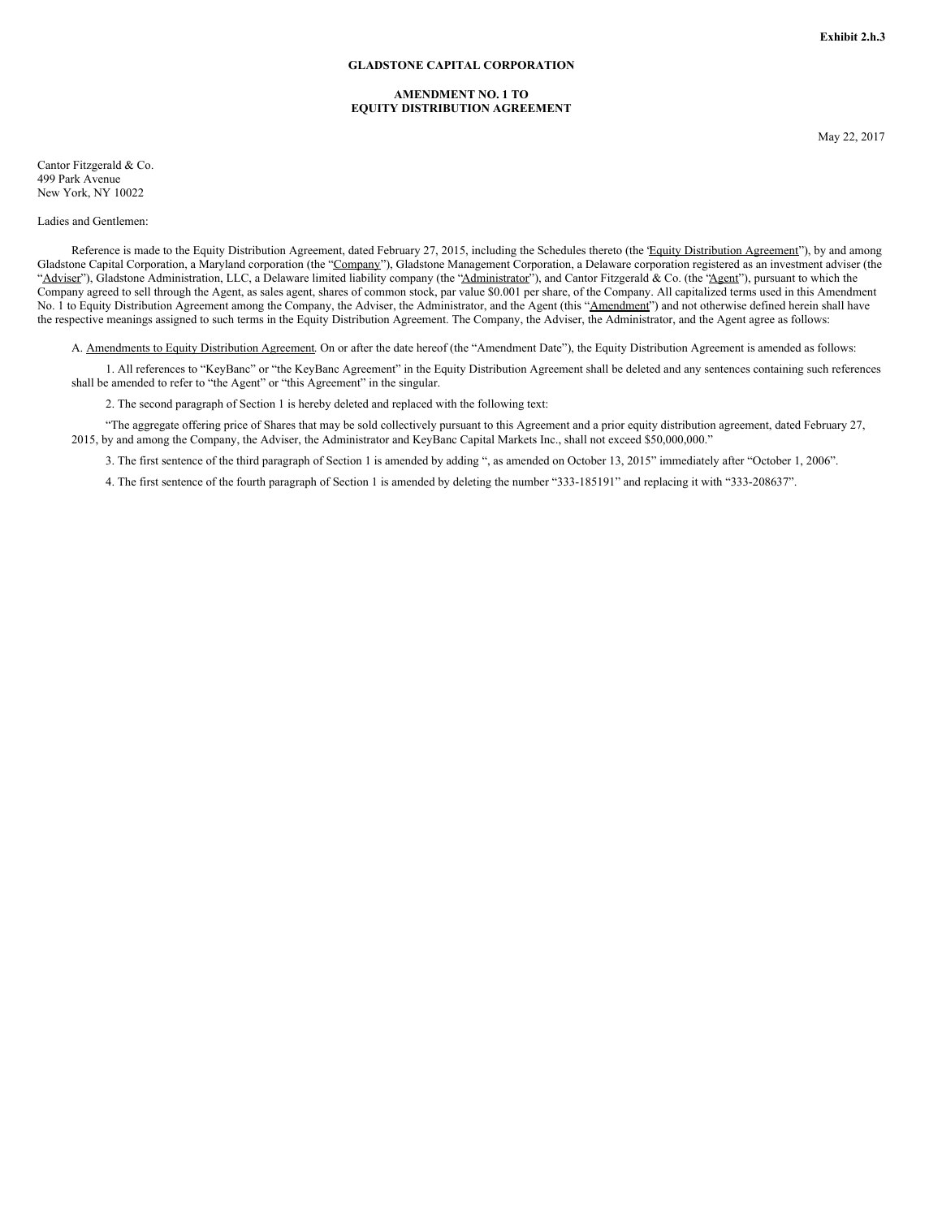**Exhibit 2.h.3**

**GLADSTONE CAPITAL CORPORATION**

**AMENDMENT NO. 1 TO**
**EQUITY DISTRIBUTION AGREEMENT**

May 22, 2017

Cantor Fitzgerald & Co.
499 Park Avenue
New York, NY 10022

Ladies and Gentlemen:

Reference is made to the Equity Distribution Agreement, dated February 27, 2015, including the Schedules thereto (the "Equity Distribution Agreement"), by and among Gladstone Capital Corporation, a Maryland corporation (the "Company"), Gladstone Management Corporation, a Delaware corporation registered as an investment adviser (the "Adviser"), Gladstone Administration, LLC, a Delaware limited liability company (the "Administrator"), and Cantor Fitzgerald & Co. (the "Agent"), pursuant to which the Company agreed to sell through the Agent, as sales agent, shares of common stock, par value $0.001 per share, of the Company. All capitalized terms used in this Amendment No. 1 to Equity Distribution Agreement among the Company, the Adviser, the Administrator, and the Agent (this "Amendment") and not otherwise defined herein shall have the respective meanings assigned to such terms in the Equity Distribution Agreement. The Company, the Adviser, the Administrator, and the Agent agree as follows:

A. Amendments to Equity Distribution Agreement. On or after the date hereof (the "Amendment Date"), the Equity Distribution Agreement is amended as follows:

1. All references to "KeyBanc" or "the KeyBanc Agreement" in the Equity Distribution Agreement shall be deleted and any sentences containing such references shall be amended to refer to "the Agent" or "this Agreement" in the singular.

2. The second paragraph of Section 1 is hereby deleted and replaced with the following text:

"The aggregate offering price of Shares that may be sold collectively pursuant to this Agreement and a prior equity distribution agreement, dated February 27, 2015, by and among the Company, the Adviser, the Administrator and KeyBanc Capital Markets Inc., shall not exceed $50,000,000."

3. The first sentence of the third paragraph of Section 1 is amended by adding ", as amended on October 13, 2015" immediately after "October 1, 2006".

4. The first sentence of the fourth paragraph of Section 1 is amended by deleting the number "333-185191" and replacing it with "333-208637".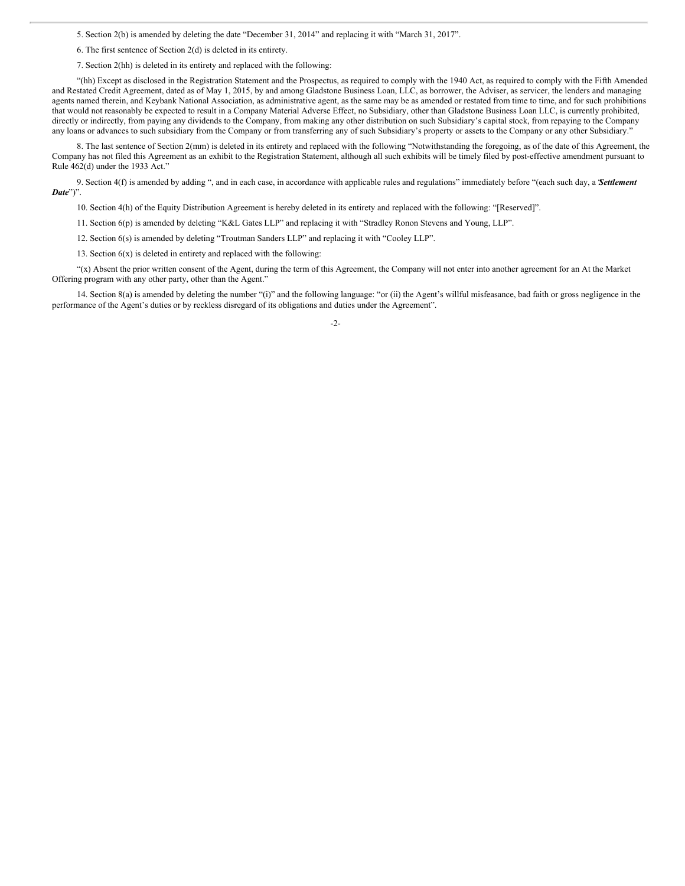5. Section 2(b) is amended by deleting the date "December 31, 2014" and replacing it with "March 31, 2017".

6. The first sentence of Section 2(d) is deleted in its entirety.

7. Section 2(hh) is deleted in its entirety and replaced with the following:

"(hh) Except as disclosed in the Registration Statement and the Prospectus, as required to comply with the 1940 Act, as required to comply with the Fifth Amended and Restated Credit Agreement, dated as of May 1, 2015, by and among Gladstone Business Loan, LLC, as borrower, the Adviser, as servicer, the lenders and managing agents named therein, and Keybank National Association, as administrative agent, as the same may be as amended or restated from time to time, and for such prohibitions that would not reasonably be expected to result in a Company Material Adverse Effect, no Subsidiary, other than Gladstone Business Loan LLC, is currently prohibited, directly or indirectly, from paying any dividends to the Company, from making any other distribution on such Subsidiary's capital stock, from repaying to the Company any loans or advances to such subsidiary from the Company or from transferring any of such Subsidiary's property or assets to the Company or any other Subsidiary."

8. The last sentence of Section 2(mm) is deleted in its entirety and replaced with the following "Notwithstanding the foregoing, as of the date of this Agreement, the Company has not filed this Agreement as an exhibit to the Registration Statement, although all such exhibits will be timely filed by post-effective amendment pursuant to Rule 462(d) under the 1933 Act."

9. Section 4(f) is amended by adding ", and in each case, in accordance with applicable rules and regulations" immediately before "(each such day, a "***Settlement Date***")".

10. Section 4(h) of the Equity Distribution Agreement is hereby deleted in its entirety and replaced with the following: "[Reserved]".

11. Section 6(p) is amended by deleting "K&L Gates LLP" and replacing it with "Stradley Ronon Stevens and Young, LLP".

12. Section 6(s) is amended by deleting "Troutman Sanders LLP" and replacing it with "Cooley LLP".

13. Section 6(x) is deleted in entirety and replaced with the following:

"(x) Absent the prior written consent of the Agent, during the term of this Agreement, the Company will not enter into another agreement for an At the Market Offering program with any other party, other than the Agent."

14. Section 8(a) is amended by deleting the number "(i)" and the following language: "or (ii) the Agent's willful misfeasance, bad faith or gross negligence in the performance of the Agent's duties or by reckless disregard of its obligations and duties under the Agreement".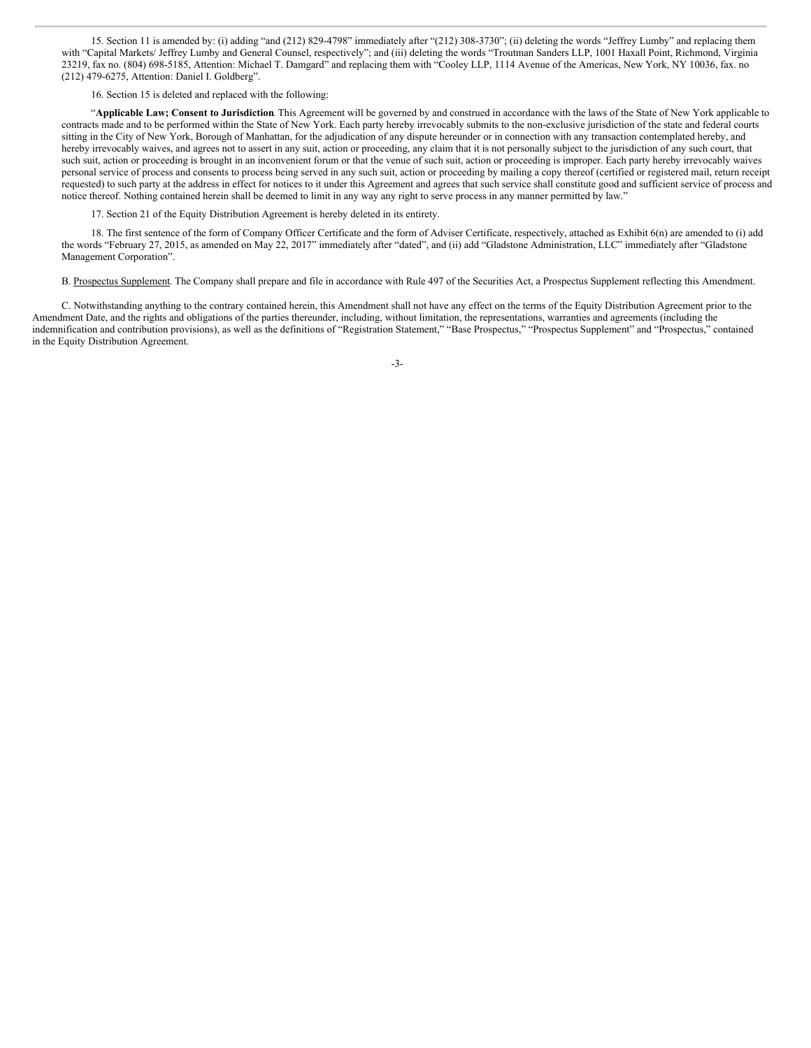15. Section 11 is amended by: (i) adding "and (212) 829-4798" immediately after "(212) 308-3730"; (ii) deleting the words "Jeffrey Lumby" and replacing them with "Capital Markets/ Jeffrey Lumby and General Counsel, respectively"; and (iii) deleting the words "Troutman Sanders LLP, 1001 Haxall Point, Richmond, Virginia 23219, fax no. (804) 698-5185, Attention: Michael T. Damgard" and replacing them with "Cooley LLP, 1114 Avenue of the Americas, New York, NY 10036, fax. no (212) 479-6275, Attention: Daniel I. Goldberg".

16. Section 15 is deleted and replaced with the following:

"**Applicable Law; Consent to Jurisdiction**. This Agreement will be governed by and construed in accordance with the laws of the State of New York applicable to contracts made and to be performed within the State of New York. Each party hereby irrevocably submits to the non-exclusive jurisdiction of the state and federal courts sitting in the City of New York, Borough of Manhattan, for the adjudication of any dispute hereunder or in connection with any transaction contemplated hereby, and hereby irrevocably waives, and agrees not to assert in any suit, action or proceeding, any claim that it is not personally subject to the jurisdiction of any such court, that such suit, action or proceeding is brought in an inconvenient forum or that the venue of such suit, action or proceeding is improper. Each party hereby irrevocably waives personal service of process and consents to process being served in any such suit, action or proceeding by mailing a copy thereof (certified or registered mail, return receipt requested) to such party at the address in effect for notices to it under this Agreement and agrees that such service shall constitute good and sufficient service of process and notice thereof. Nothing contained herein shall be deemed to limit in any way any right to serve process in any manner permitted by law."

17. Section 21 of the Equity Distribution Agreement is hereby deleted in its entirety.

18. The first sentence of the form of Company Officer Certificate and the form of Adviser Certificate, respectively, attached as Exhibit 6(n) are amended to (i) add the words "February 27, 2015, as amended on May 22, 2017" immediately after "dated", and (ii) add "Gladstone Administration, LLC" immediately after "Gladstone Management Corporation".

B. Prospectus Supplement. The Company shall prepare and file in accordance with Rule 497 of the Securities Act, a Prospectus Supplement reflecting this Amendment.

C. Notwithstanding anything to the contrary contained herein, this Amendment shall not have any effect on the terms of the Equity Distribution Agreement prior to the Amendment Date, and the rights and obligations of the parties thereunder, including, without limitation, the representations, warranties and agreements (including the indemnification and contribution provisions), as well as the definitions of "Registration Statement," "Base Prospectus," "Prospectus Supplement" and "Prospectus," contained in the Equity Distribution Agreement.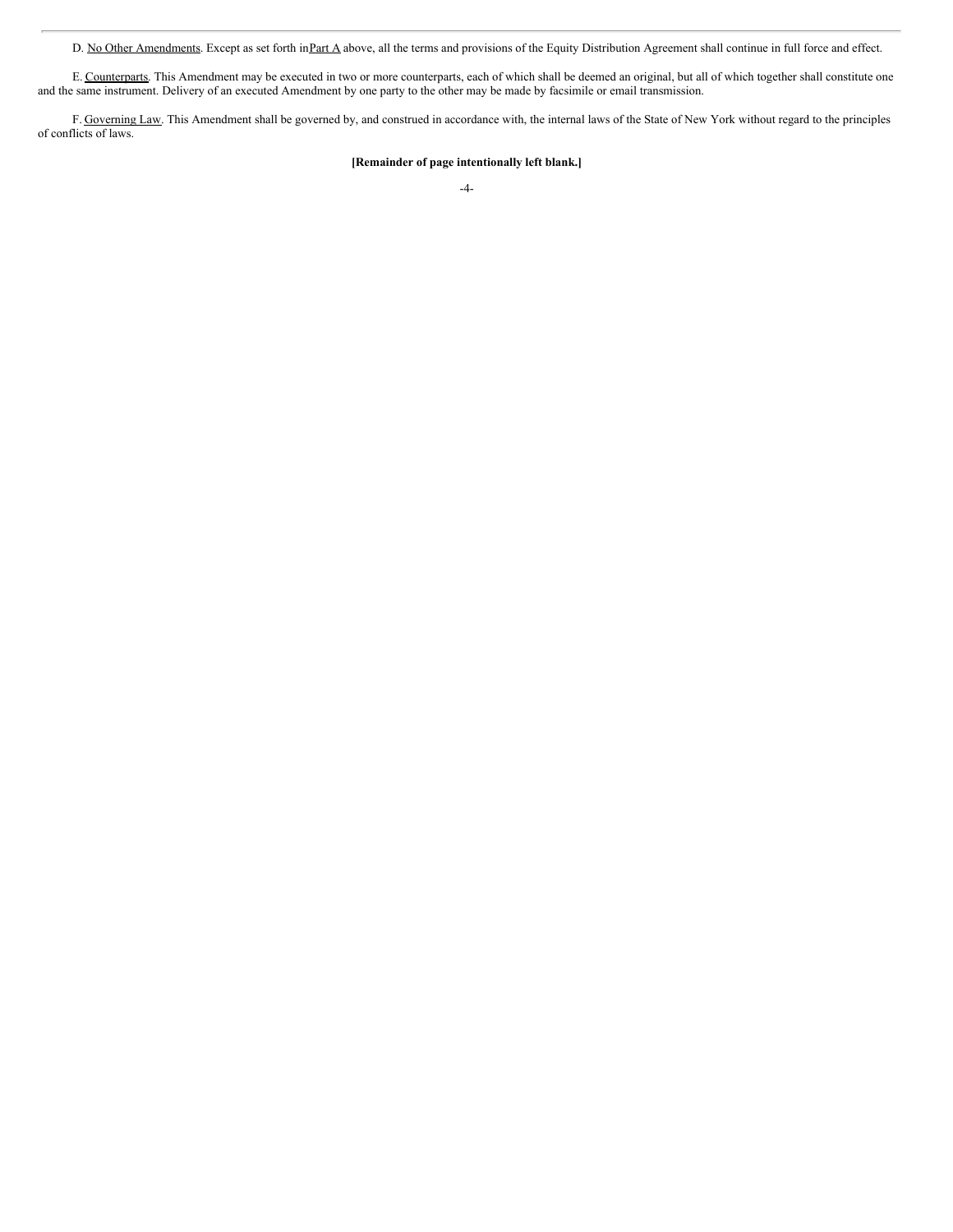D. No Other Amendments. Except as set forth in Part A above, all the terms and provisions of the Equity Distribution Agreement shall continue in full force and effect.

E. Counterparts. This Amendment may be executed in two or more counterparts, each of which shall be deemed an original, but all of which together shall constitute one and the same instrument. Delivery of an executed Amendment by one party to the other may be made by facsimile or email transmission.

F. Governing Law. This Amendment shall be governed by, and construed in accordance with, the internal laws of the State of New York without regard to the principles of conflicts of laws.

**[Remainder of page intentionally left blank.]**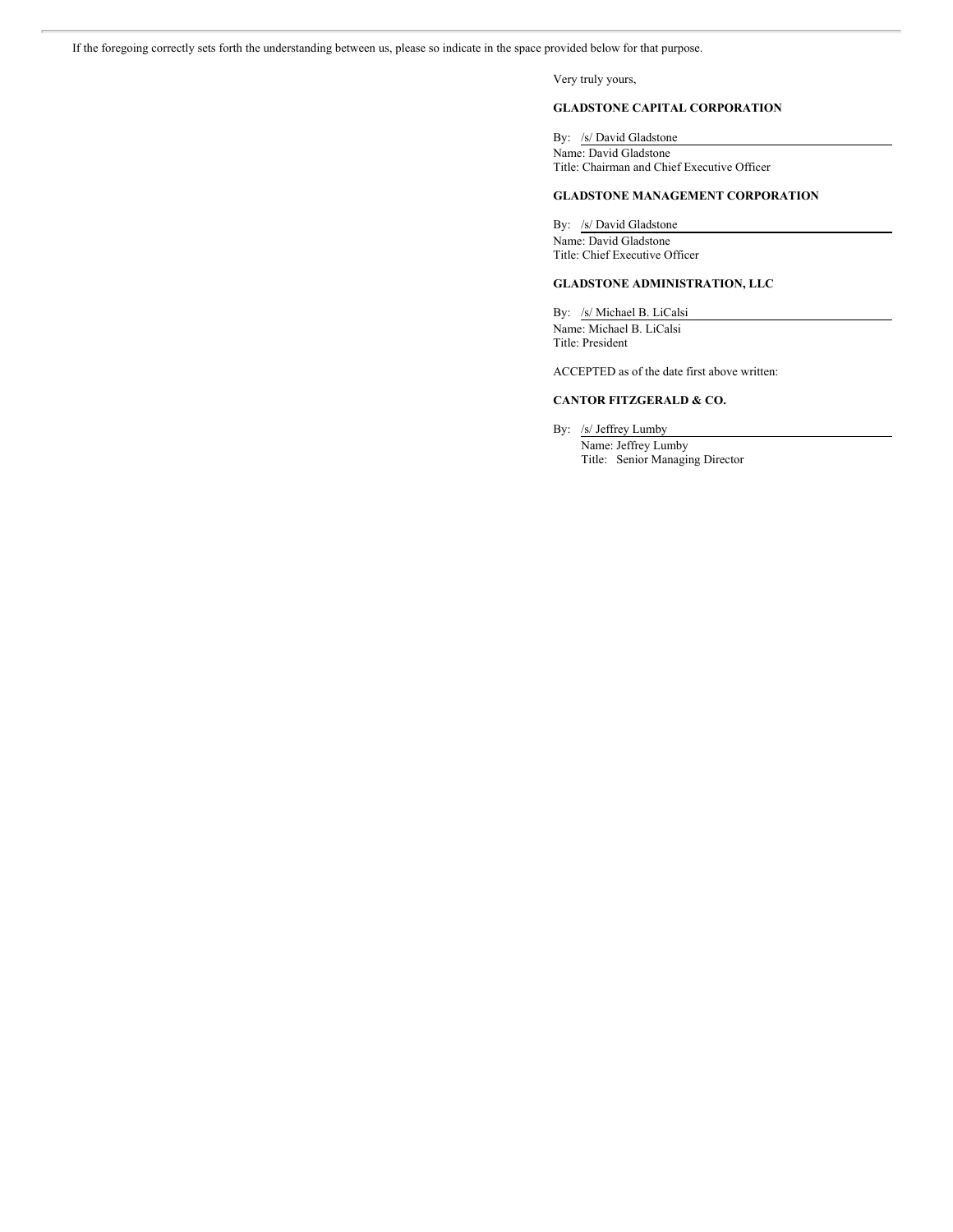If the foregoing correctly sets forth the understanding between us, please so indicate in the space provided below for that purpose.

Very truly yours,

**GLADSTONE CAPITAL CORPORATION**

By: /s/ David Gladstone
Name: David Gladstone
Title: Chairman and Chief Executive Officer

**GLADSTONE MANAGEMENT CORPORATION**

By: /s/ David Gladstone
Name: David Gladstone
Title: Chief Executive Officer

**GLADSTONE ADMINISTRATION, LLC**

By: /s/ Michael B. LiCalsi
Name: Michael B. LiCalsi
Title: President

ACCEPTED as of the date first above written:

**CANTOR FITZGERALD & CO.**

By: /s/ Jeffrey Lumby
Name: Jeffrey Lumby
Title: Senior Managing Director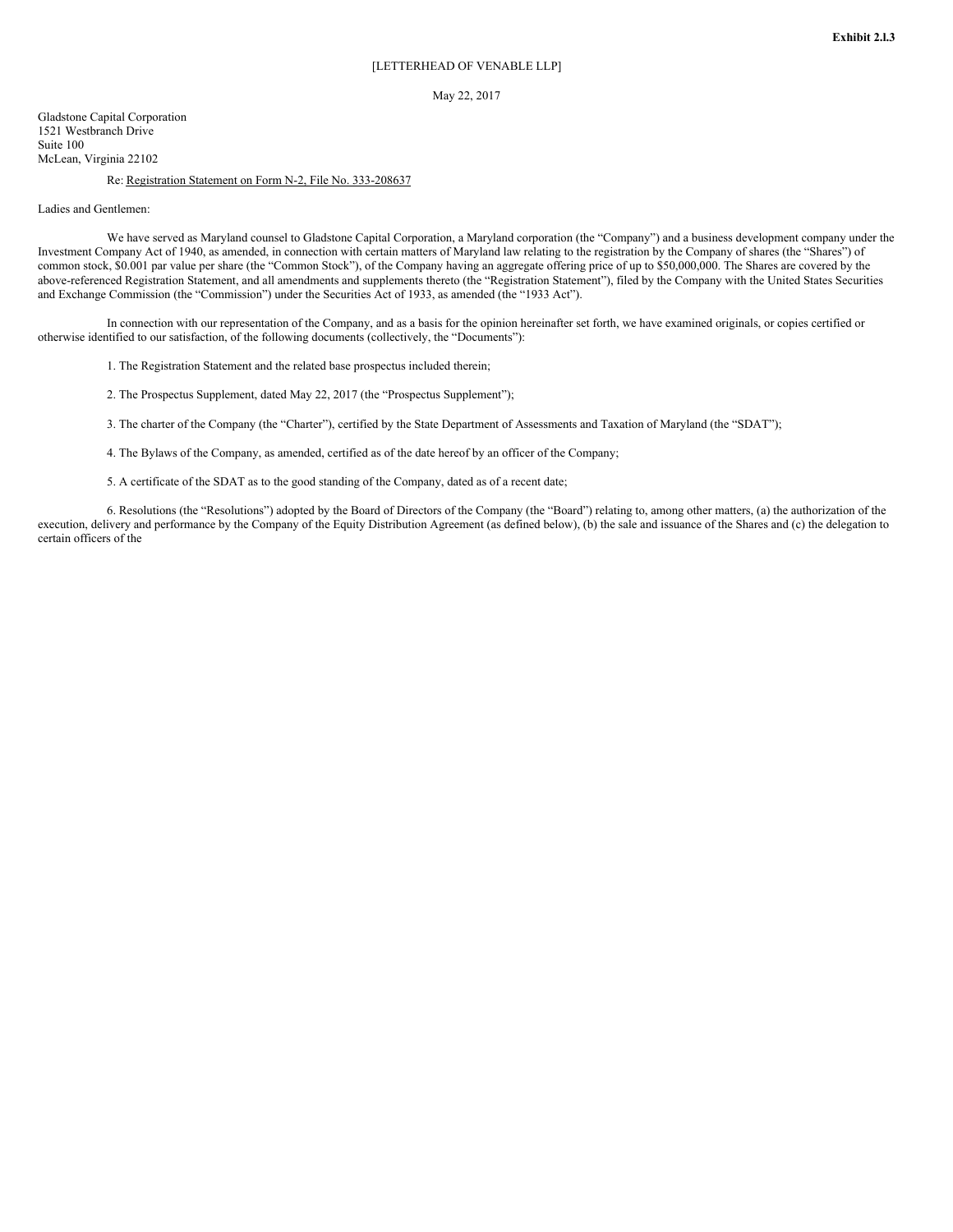**Exhibit 2.l.3**

[LETTERHEAD OF VENABLE LLP]

May 22, 2017

Gladstone Capital Corporation
1521 Westbranch Drive
Suite 100
McLean, Virginia 22102

Re: Registration Statement on Form N-2, File No. 333-208637

Ladies and Gentlemen:

We have served as Maryland counsel to Gladstone Capital Corporation, a Maryland corporation (the "Company") and a business development company under the Investment Company Act of 1940, as amended, in connection with certain matters of Maryland law relating to the registration by the Company of shares (the "Shares") of common stock, $0.001 par value per share (the "Common Stock"), of the Company having an aggregate offering price of up to $50,000,000. The Shares are covered by the above-referenced Registration Statement, and all amendments and supplements thereto (the "Registration Statement"), filed by the Company with the United States Securities and Exchange Commission (the "Commission") under the Securities Act of 1933, as amended (the "1933 Act").

In connection with our representation of the Company, and as a basis for the opinion hereinafter set forth, we have examined originals, or copies certified or otherwise identified to our satisfaction, of the following documents (collectively, the "Documents"):

1. The Registration Statement and the related base prospectus included therein;

2. The Prospectus Supplement, dated May 22, 2017 (the "Prospectus Supplement");

3. The charter of the Company (the "Charter"), certified by the State Department of Assessments and Taxation of Maryland (the "SDAT");

4. The Bylaws of the Company, as amended, certified as of the date hereof by an officer of the Company;

5. A certificate of the SDAT as to the good standing of the Company, dated as of a recent date;

6. Resolutions (the "Resolutions") adopted by the Board of Directors of the Company (the "Board") relating to, among other matters, (a) the authorization of the execution, delivery and performance by the Company of the Equity Distribution Agreement (as defined below), (b) the sale and issuance of the Shares and (c) the delegation to certain officers of the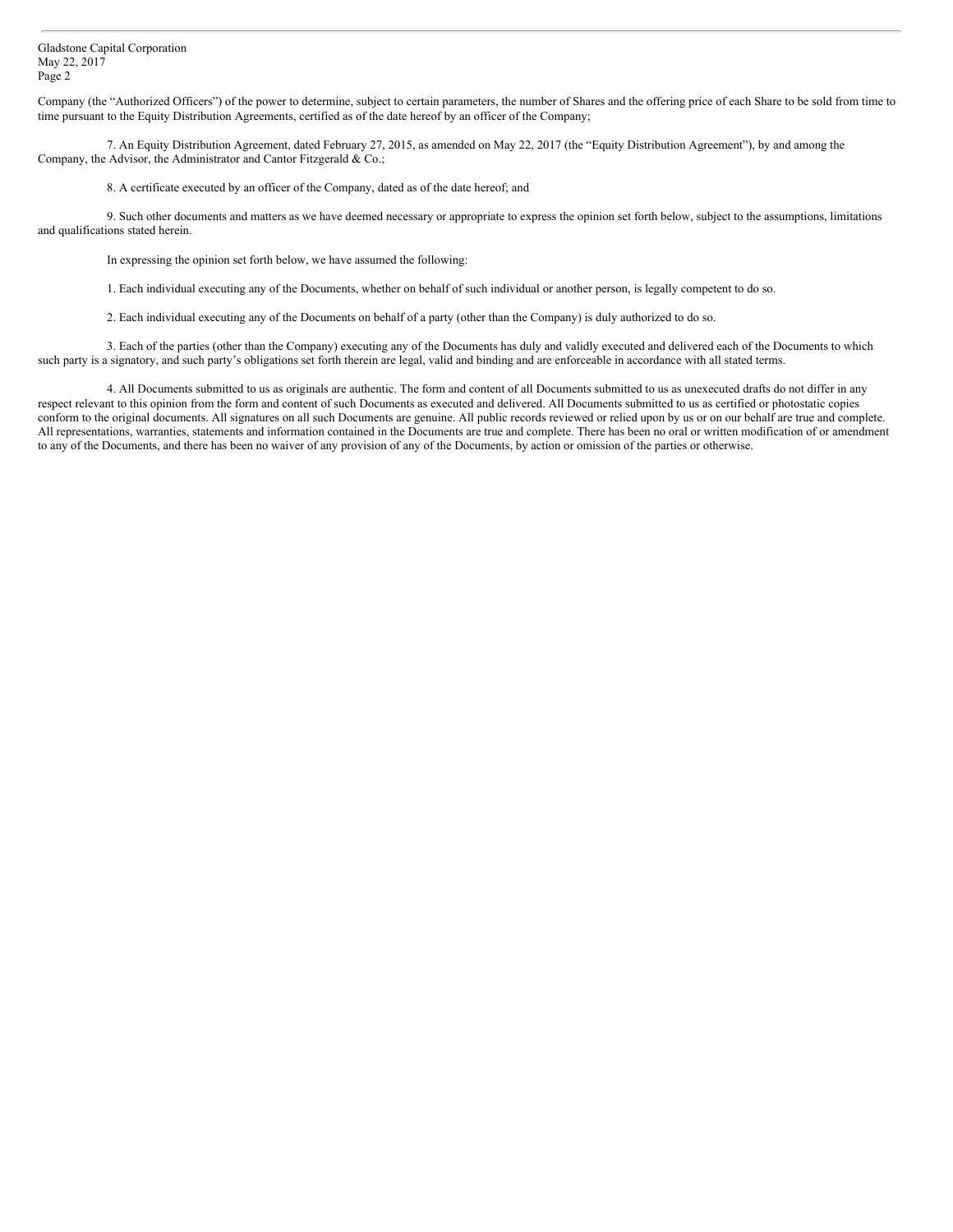Company (the "Authorized Officers") of the power to determine, subject to certain parameters, the number of Shares and the offering price of each Share to be sold from time to time pursuant to the Equity Distribution Agreements, certified as of the date hereof by an officer of the Company;

7. An Equity Distribution Agreement, dated February 27, 2015, as amended on May 22, 2017 (the "Equity Distribution Agreement"), by and among the Company, the Advisor, the Administrator and Cantor Fitzgerald & Co.;

8. A certificate executed by an officer of the Company, dated as of the date hereof; and

9. Such other documents and matters as we have deemed necessary or appropriate to express the opinion set forth below, subject to the assumptions, limitations and qualifications stated herein.

In expressing the opinion set forth below, we have assumed the following:

1. Each individual executing any of the Documents, whether on behalf of such individual or another person, is legally competent to do so.

2. Each individual executing any of the Documents on behalf of a party (other than the Company) is duly authorized to do so.

3. Each of the parties (other than the Company) executing any of the Documents has duly and validly executed and delivered each of the Documents to which such party is a signatory, and such party's obligations set forth therein are legal, valid and binding and are enforceable in accordance with all stated terms.

4. All Documents submitted to us as originals are authentic. The form and content of all Documents submitted to us as unexecuted drafts do not differ in any respect relevant to this opinion from the form and content of such Documents as executed and delivered. All Documents submitted to us as certified or photostatic copies conform to the original documents. All signatures on all such Documents are genuine. All public records reviewed or relied upon by us or on our behalf are true and complete. All representations, warranties, statements and information contained in the Documents are true and complete. There has been no oral or written modification of or amendment to any of the Documents, and there has been no waiver of any provision of any of the Documents, by action or omission of the parties or otherwise.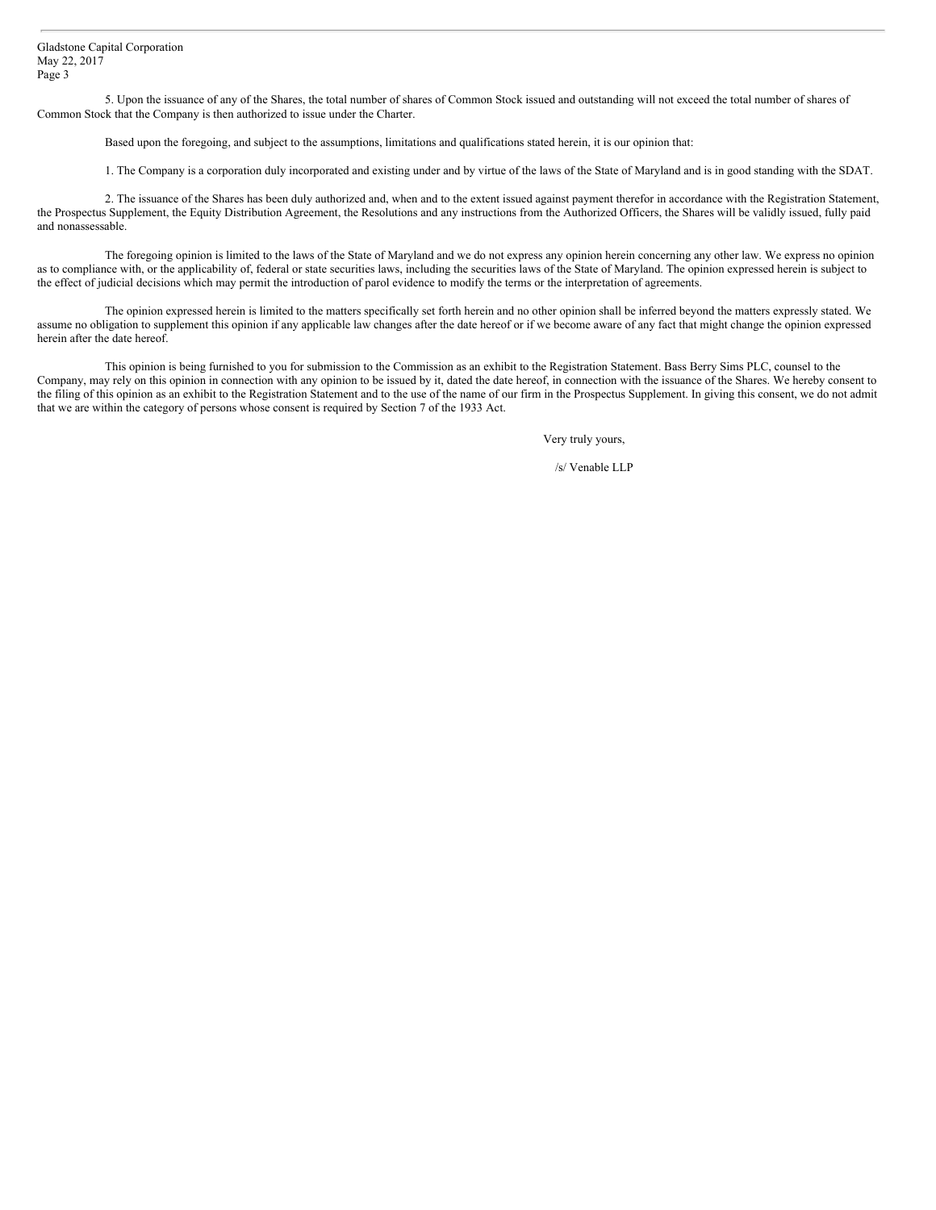5. Upon the issuance of any of the Shares, the total number of shares of Common Stock issued and outstanding will not exceed the total number of shares of Common Stock that the Company is then authorized to issue under the Charter.

Based upon the foregoing, and subject to the assumptions, limitations and qualifications stated herein, it is our opinion that:

1. The Company is a corporation duly incorporated and existing under and by virtue of the laws of the State of Maryland and is in good standing with the SDAT.

2. The issuance of the Shares has been duly authorized and, when and to the extent issued against payment therefor in accordance with the Registration Statement, the Prospectus Supplement, the Equity Distribution Agreement, the Resolutions and any instructions from the Authorized Officers, the Shares will be validly issued, fully paid and nonassessable.

The foregoing opinion is limited to the laws of the State of Maryland and we do not express any opinion herein concerning any other law. We express no opinion as to compliance with, or the applicability of, federal or state securities laws, including the securities laws of the State of Maryland. The opinion expressed herein is subject to the effect of judicial decisions which may permit the introduction of parol evidence to modify the terms or the interpretation of agreements.

The opinion expressed herein is limited to the matters specifically set forth herein and no other opinion shall be inferred beyond the matters expressly stated. We assume no obligation to supplement this opinion if any applicable law changes after the date hereof or if we become aware of any fact that might change the opinion expressed herein after the date hereof.

This opinion is being furnished to you for submission to the Commission as an exhibit to the Registration Statement. Bass Berry Sims PLC, counsel to the Company, may rely on this opinion in connection with any opinion to be issued by it, dated the date hereof, in connection with the issuance of the Shares. We hereby consent to the filing of this opinion as an exhibit to the Registration Statement and to the use of the name of our firm in the Prospectus Supplement. In giving this consent, we do not admit that we are within the category of persons whose consent is required by Section 7 of the 1933 Act.

Very truly yours,

/s/ Venable LLP